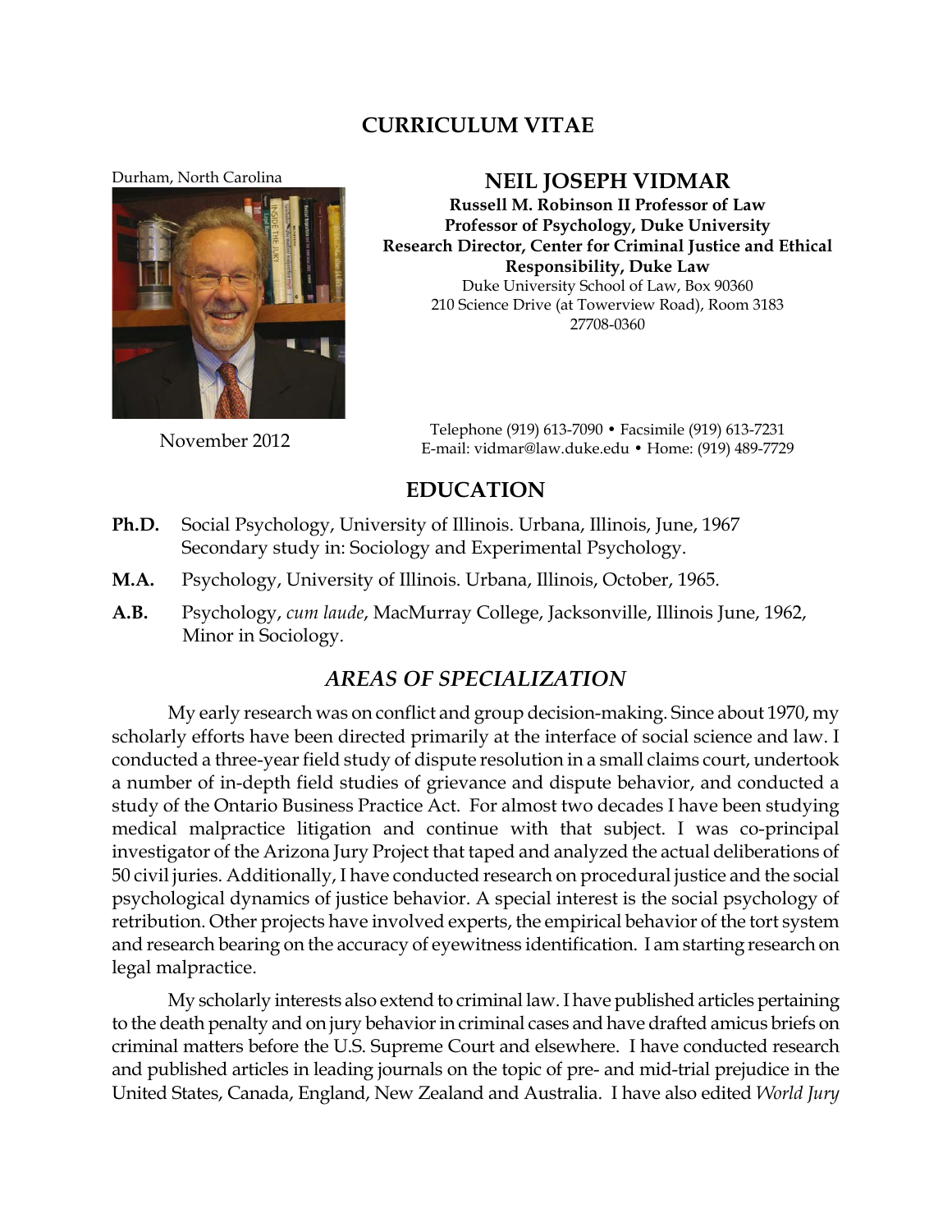# CURRICULUM VITAE

Durham, North Carolina

November 2012

## NEIL JOSEPH VIDMAR

**Russell M. Robinson II Professor of Law**
**Professor of Psychology, Duke University**
**Research Director, Center for Criminal Justice and Ethical Responsibility, Duke Law**

Duke University School of Law, Box 90360
210 Science Drive (at Towerview Road), Room 3183
27708-0360

Telephone (919) 613-7090 • Facsimile (919) 613-7231
E-mail: vidmar@law.duke.edu • Home: (919) 489-7729

## EDUCATION

**Ph.D.** Social Psychology, University of Illinois. Urbana, Illinois, June, 1967
Secondary study in: Sociology and Experimental Psychology.

**M.A.** Psychology, University of Illinois. Urbana, Illinois, October, 1965.

**A.B.** Psychology, *cum laude*, MacMurray College, Jacksonville, Illinois June, 1962, Minor in Sociology.

## *AREAS OF SPECIALIZATION*

My early research was on conflict and group decision-making. Since about 1970, my scholarly efforts have been directed primarily at the interface of social science and law. I conducted a three-year field study of dispute resolution in a small claims court, undertook a number of in-depth field studies of grievance and dispute behavior, and conducted a study of the Ontario Business Practice Act. For almost two decades I have been studying medical malpractice litigation and continue with that subject. I was co-principal investigator of the Arizona Jury Project that taped and analyzed the actual deliberations of 50 civil juries. Additionally, I have conducted research on procedural justice and the social psychological dynamics of justice behavior. A special interest is the social psychology of retribution. Other projects have involved experts, the empirical behavior of the tort system and research bearing on the accuracy of eyewitness identification. I am starting research on legal malpractice.

My scholarly interests also extend to criminal law. I have published articles pertaining to the death penalty and on jury behavior in criminal cases and have drafted amicus briefs on criminal matters before the U.S. Supreme Court and elsewhere. I have conducted research and published articles in leading journals on the topic of pre- and mid-trial prejudice in the United States, Canada, England, New Zealand and Australia. I have also edited *World Jury*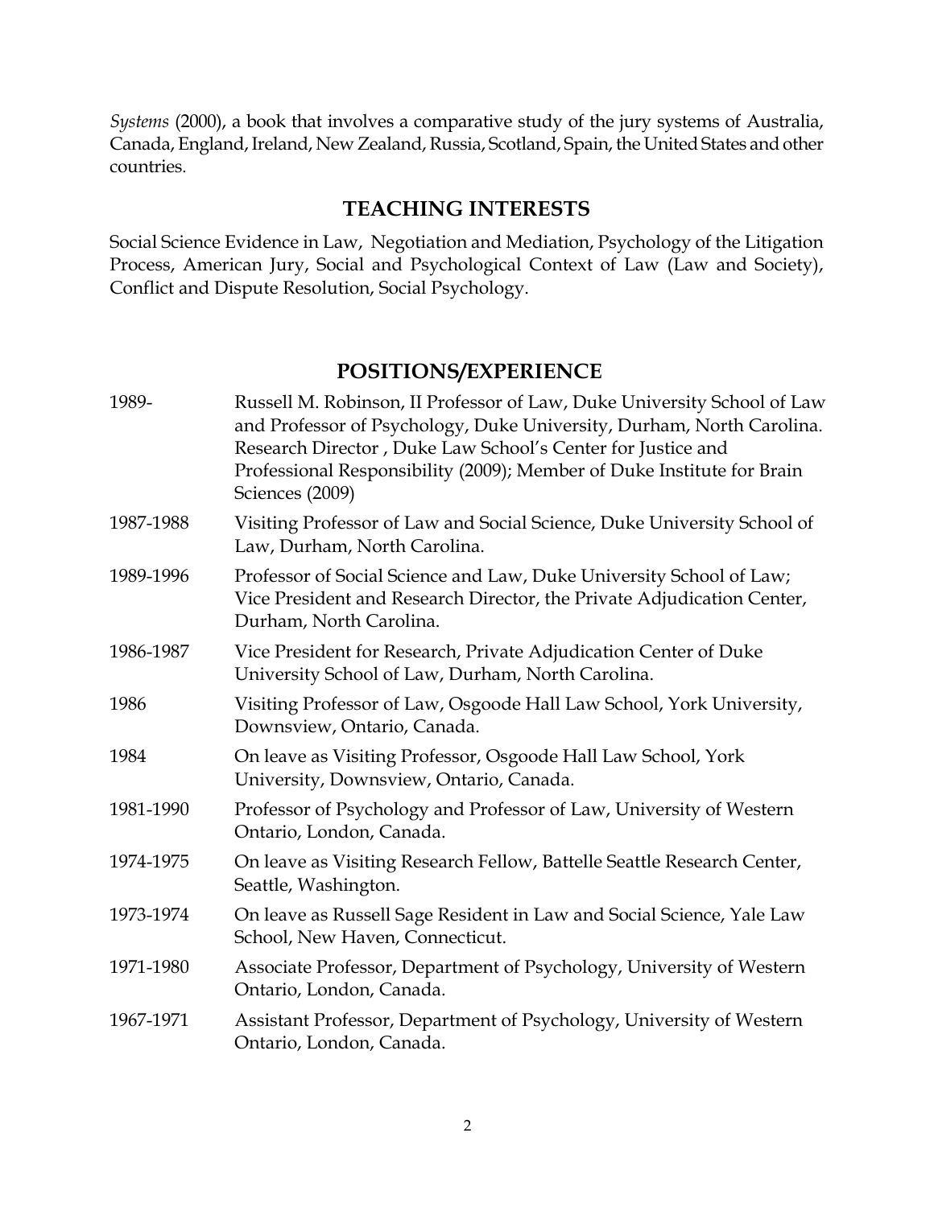*Systems* (2000), a book that involves a comparative study of the jury systems of Australia, Canada, England, Ireland, New Zealand, Russia, Scotland, Spain, the United States and other countries.

## TEACHING INTERESTS

Social Science Evidence in Law, Negotiation and Mediation, Psychology of the Litigation Process, American Jury, Social and Psychological Context of Law (Law and Society), Conflict and Dispute Resolution, Social Psychology.

## POSITIONS/EXPERIENCE

| | |
|---|---|
| 1989- | Russell M. Robinson, II Professor of Law, Duke University School of Law and Professor of Psychology, Duke University, Durham, North Carolina. Research Director , Duke Law School's Center for Justice and Professional Responsibility (2009); Member of Duke Institute for Brain Sciences (2009) |
| 1987-1988 | Visiting Professor of Law and Social Science, Duke University School of Law, Durham, North Carolina. |
| 1989-1996 | Professor of Social Science and Law, Duke University School of Law; Vice President and Research Director, the Private Adjudication Center, Durham, North Carolina. |
| 1986-1987 | Vice President for Research, Private Adjudication Center of Duke University School of Law, Durham, North Carolina. |
| 1986 | Visiting Professor of Law, Osgoode Hall Law School, York University, Downsview, Ontario, Canada. |
| 1984 | On leave as Visiting Professor, Osgoode Hall Law School, York University, Downsview, Ontario, Canada. |
| 1981-1990 | Professor of Psychology and Professor of Law, University of Western Ontario, London, Canada. |
| 1974-1975 | On leave as Visiting Research Fellow, Battelle Seattle Research Center, Seattle, Washington. |
| 1973-1974 | On leave as Russell Sage Resident in Law and Social Science, Yale Law School, New Haven, Connecticut. |
| 1971-1980 | Associate Professor, Department of Psychology, University of Western Ontario, London, Canada. |
| 1967-1971 | Assistant Professor, Department of Psychology, University of Western Ontario, London, Canada. |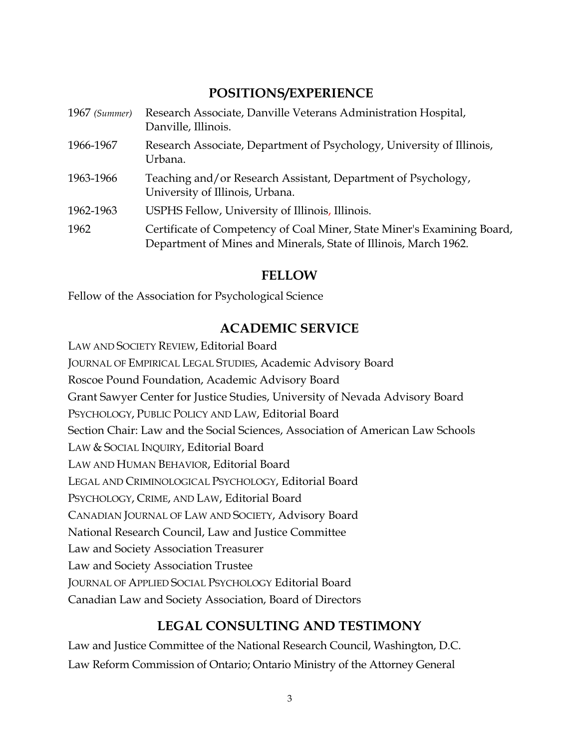## POSITIONS/EXPERIENCE

| | |
|---|---|
| 1967 *(Summer)* | Research Associate, Danville Veterans Administration Hospital, Danville, Illinois. |
| 1966-1967 | Research Associate, Department of Psychology, University of Illinois, Urbana. |
| 1963-1966 | Teaching and/or Research Assistant, Department of Psychology, University of Illinois, Urbana. |
| 1962-1963 | USPHS Fellow, University of Illinois, Illinois. |
| 1962 | Certificate of Competency of Coal Miner, State Miner's Examining Board, Department of Mines and Minerals, State of Illinois, March 1962. |

## FELLOW

Fellow of the Association for Psychological Science

## ACADEMIC SERVICE

LAW AND SOCIETY REVIEW, Editorial Board

JOURNAL OF EMPIRICAL LEGAL STUDIES, Academic Advisory Board

Roscoe Pound Foundation, Academic Advisory Board

Grant Sawyer Center for Justice Studies, University of Nevada Advisory Board

PSYCHOLOGY, PUBLIC POLICY AND LAW, Editorial Board

Section Chair: Law and the Social Sciences, Association of American Law Schools

LAW & SOCIAL INQUIRY, Editorial Board

LAW AND HUMAN BEHAVIOR, Editorial Board

LEGAL AND CRIMINOLOGICAL PSYCHOLOGY, Editorial Board

PSYCHOLOGY, CRIME, AND LAW, Editorial Board

CANADIAN JOURNAL OF LAW AND SOCIETY, Advisory Board

National Research Council, Law and Justice Committee

Law and Society Association Treasurer

Law and Society Association Trustee

JOURNAL OF APPLIED SOCIAL PSYCHOLOGY Editorial Board

Canadian Law and Society Association, Board of Directors

## LEGAL CONSULTING AND TESTIMONY

Law and Justice Committee of the National Research Council, Washington, D.C.

Law Reform Commission of Ontario; Ontario Ministry of the Attorney General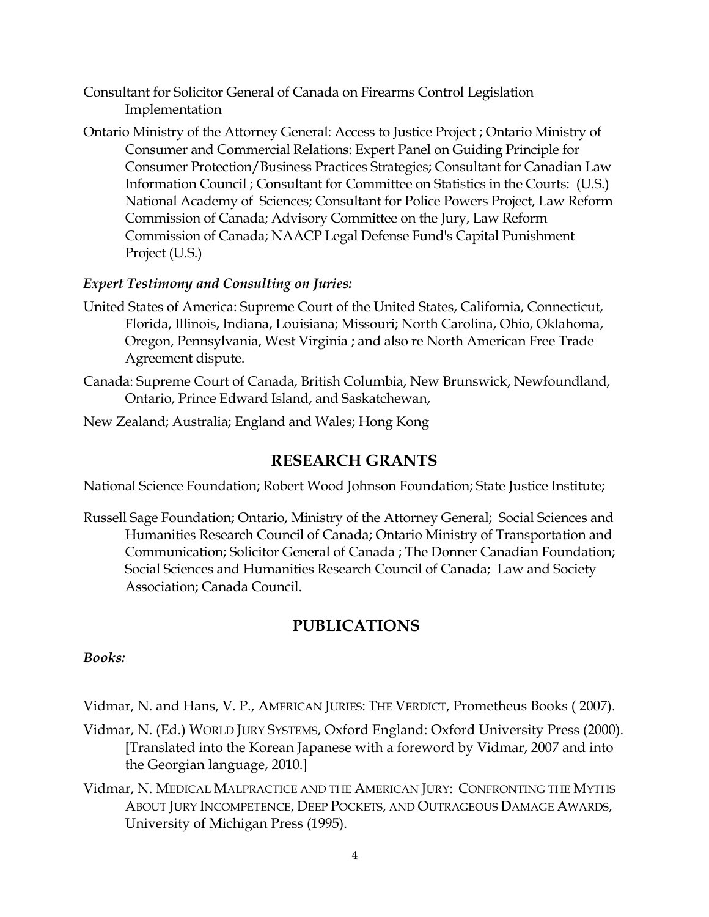Consultant for Solicitor General of Canada on Firearms Control Legislation Implementation

Ontario Ministry of the Attorney General: Access to Justice Project ; Ontario Ministry of Consumer and Commercial Relations: Expert Panel on Guiding Principle for Consumer Protection/Business Practices Strategies; Consultant for Canadian Law Information Council ; Consultant for Committee on Statistics in the Courts: (U.S.) National Academy of Sciences; Consultant for Police Powers Project, Law Reform Commission of Canada; Advisory Committee on the Jury, Law Reform Commission of Canada; NAACP Legal Defense Fund's Capital Punishment Project (U.S.)

***Expert Testimony and Consulting on Juries:***

United States of America: Supreme Court of the United States, California, Connecticut, Florida, Illinois, Indiana, Louisiana; Missouri; North Carolina, Ohio, Oklahoma, Oregon, Pennsylvania, West Virginia ; and also re North American Free Trade Agreement dispute.

Canada: Supreme Court of Canada, British Columbia, New Brunswick, Newfoundland, Ontario, Prince Edward Island, and Saskatchewan,

New Zealand; Australia; England and Wales; Hong Kong

## RESEARCH GRANTS

National Science Foundation; Robert Wood Johnson Foundation; State Justice Institute;

Russell Sage Foundation; Ontario, Ministry of the Attorney General; Social Sciences and Humanities Research Council of Canada; Ontario Ministry of Transportation and Communication; Solicitor General of Canada ; The Donner Canadian Foundation; Social Sciences and Humanities Research Council of Canada; Law and Society Association; Canada Council.

## PUBLICATIONS

***Books:***

Vidmar, N. and Hans, V. P., AMERICAN JURIES: THE VERDICT, Prometheus Books ( 2007).

Vidmar, N. (Ed.) WORLD JURY SYSTEMS, Oxford England: Oxford University Press (2000). [Translated into the Korean Japanese with a foreword by Vidmar, 2007 and into the Georgian language, 2010.]

Vidmar, N. MEDICAL MALPRACTICE AND THE AMERICAN JURY: CONFRONTING THE MYTHS ABOUT JURY INCOMPETENCE, DEEP POCKETS, AND OUTRAGEOUS DAMAGE AWARDS, University of Michigan Press (1995).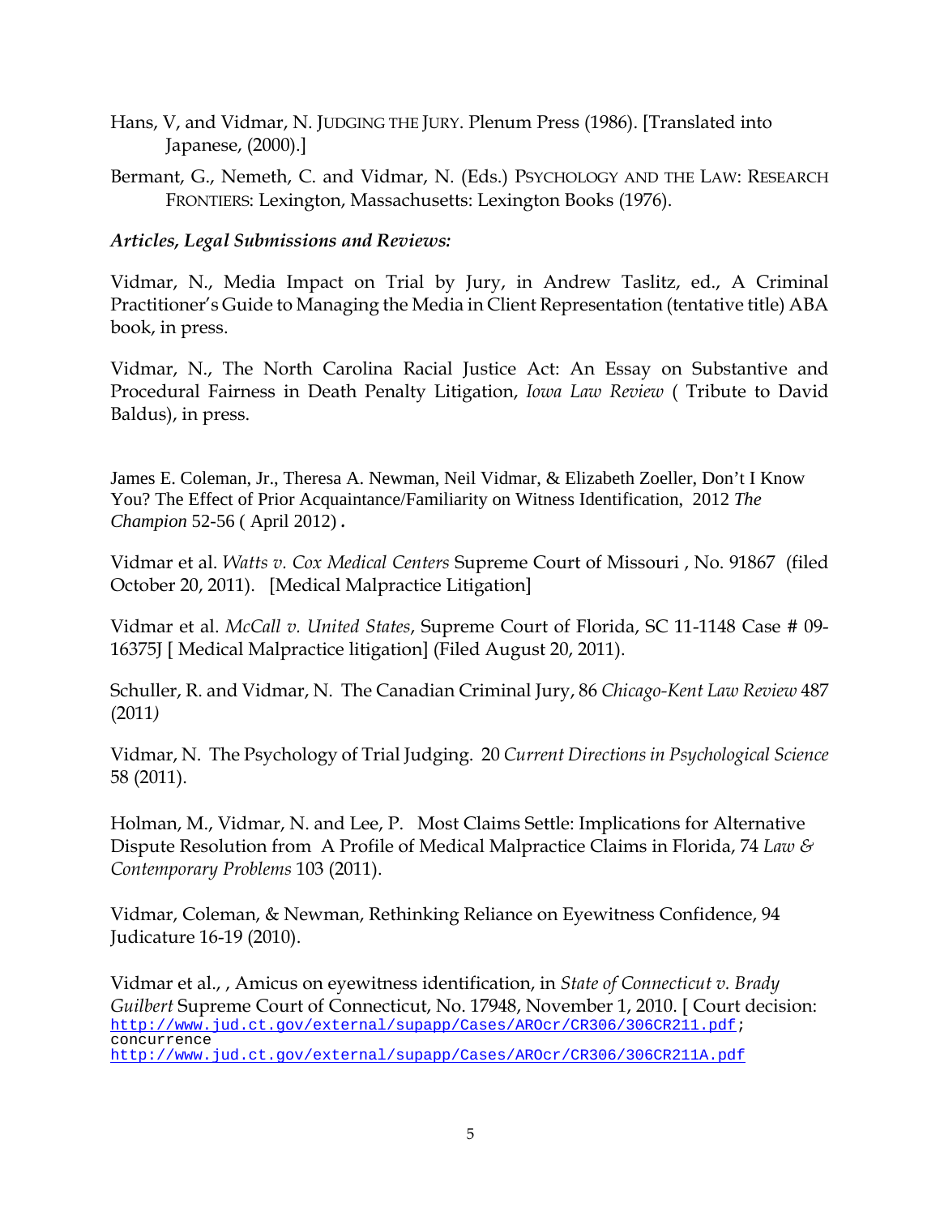Hans, V, and Vidmar, N. JUDGING THE JURY. Plenum Press (1986). [Translated into Japanese, (2000).]

Bermant, G., Nemeth, C. and Vidmar, N. (Eds.) PSYCHOLOGY AND THE LAW: RESEARCH FRONTIERS: Lexington, Massachusetts: Lexington Books (1976).

***Articles, Legal Submissions and Reviews:***

Vidmar, N., Media Impact on Trial by Jury, in Andrew Taslitz, ed., A Criminal Practitioner's Guide to Managing the Media in Client Representation (tentative title) ABA book, in press.

Vidmar, N., The North Carolina Racial Justice Act: An Essay on Substantive and Procedural Fairness in Death Penalty Litigation, *Iowa Law Review* ( Tribute to David Baldus), in press.

James E. Coleman, Jr., Theresa A. Newman, Neil Vidmar, & Elizabeth Zoeller, Don't I Know You? The Effect of Prior Acquaintance/Familiarity on Witness Identification, 2012 *The Champion* 52-56 ( April 2012).

Vidmar et al. *Watts v. Cox Medical Centers* Supreme Court of Missouri , No. 91867 (filed October 20, 2011). [Medical Malpractice Litigation]

Vidmar et al. *McCall v. United States*, Supreme Court of Florida, SC 11-1148 Case # 09-16375J [ Medical Malpractice litigation] (Filed August 20, 2011).

Schuller, R. and Vidmar, N. The Canadian Criminal Jury, 86 *Chicago-Kent Law Review* 487 (2011)

Vidmar, N. The Psychology of Trial Judging. 20 *Current Directions in Psychological Science* 58 (2011).

Holman, M., Vidmar, N. and Lee, P. Most Claims Settle: Implications for Alternative Dispute Resolution from A Profile of Medical Malpractice Claims in Florida, 74 *Law & Contemporary Problems* 103 (2011).

Vidmar, Coleman, & Newman, Rethinking Reliance on Eyewitness Confidence, 94 Judicature 16-19 (2010).

Vidmar et al., , Amicus on eyewitness identification, in *State of Connecticut v. Brady Guilbert* Supreme Court of Connecticut, No. 17948, November 1, 2010. [ Court decision: http://www.jud.ct.gov/external/supapp/Cases/AROcr/CR306/306CR211.pdf; concurrence http://www.jud.ct.gov/external/supapp/Cases/AROcr/CR306/306CR211A.pdf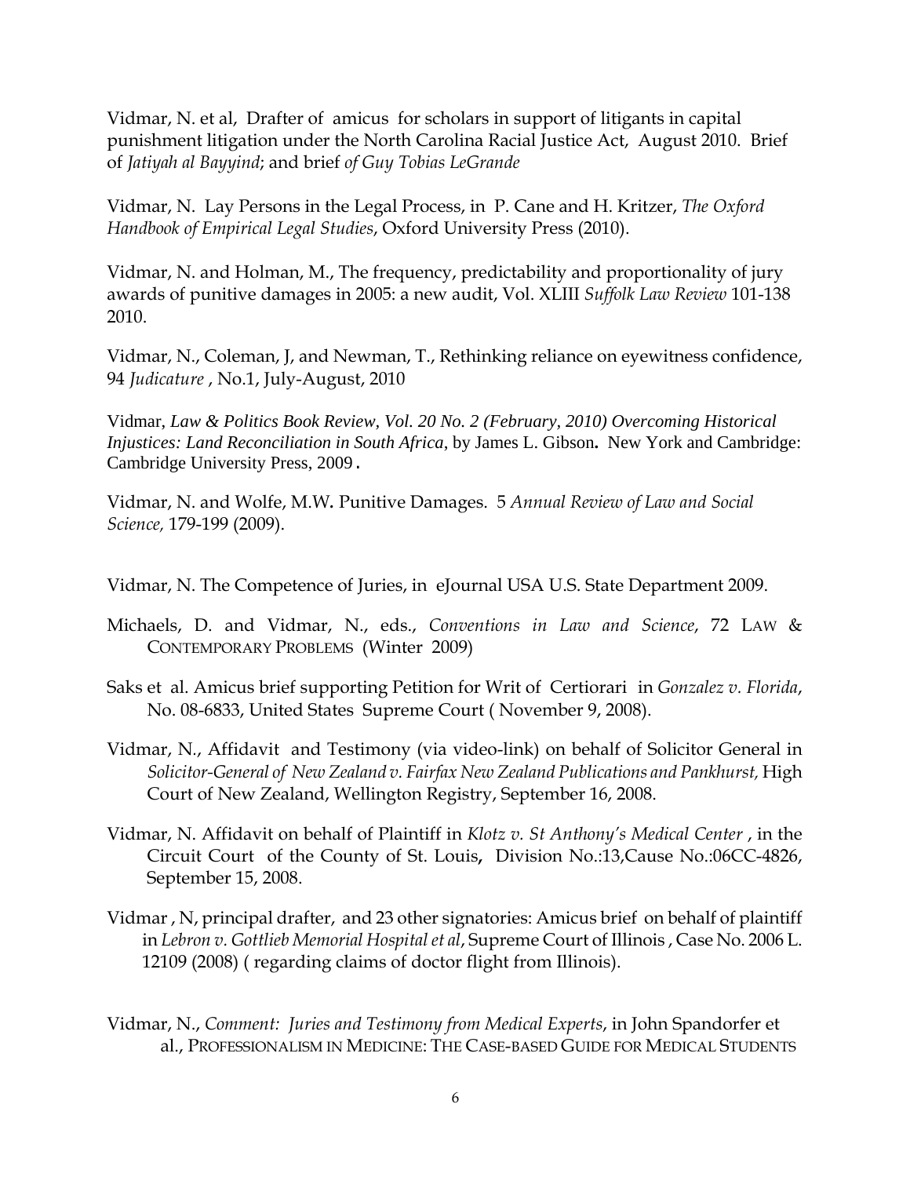Vidmar, N. et al, Drafter of amicus for scholars in support of litigants in capital punishment litigation under the North Carolina Racial Justice Act, August 2010. Brief of *Jatiyah al Bayyind*; and brief *of Guy Tobias LeGrande*

Vidmar, N. Lay Persons in the Legal Process, in P. Cane and H. Kritzer, *The Oxford Handbook of Empirical Legal Studies*, Oxford University Press (2010).

Vidmar, N. and Holman, M., The frequency, predictability and proportionality of jury awards of punitive damages in 2005: a new audit, Vol. XLIII *Suffolk Law Review* 101-138 2010.

Vidmar, N., Coleman, J, and Newman, T., Rethinking reliance on eyewitness confidence, 94 *Judicature* , No.1, July-August, 2010

Vidmar, *Law & Politics Book Review*, *Vol. 20 No. 2 (February, 2010) Overcoming Historical Injustices: Land Reconciliation in South Africa*, by James L. Gibson**.** New York and Cambridge: Cambridge University Press, 2009 **.**

Vidmar, N. and Wolfe, M.W**.** Punitive Damages. 5 *Annual Review of Law and Social Science,* 179-199 (2009).

Vidmar, N. The Competence of Juries, in eJournal USA U.S. State Department 2009.

Michaels, D. and Vidmar, N., eds., *Conventions in Law and Science*, 72 LAW & CONTEMPORARY PROBLEMS (Winter 2009)

Saks et al. Amicus brief supporting Petition for Writ of Certiorari in *Gonzalez v. Florida*, No. 08-6833, United States Supreme Court ( November 9, 2008).

Vidmar, N., Affidavit and Testimony (via video-link) on behalf of Solicitor General in *Solicitor-General of New Zealand v. Fairfax New Zealand Publications and Pankhurst,* High Court of New Zealand, Wellington Registry, September 16, 2008.

Vidmar, N. Affidavit on behalf of Plaintiff in *Klotz v. St Anthony's Medical Center* , in the Circuit Court of the County of St. Louis**,** Division No.:13,Cause No.:06CC-4826, September 15, 2008.

Vidmar , N, principal drafter, and 23 other signatories: Amicus brief on behalf of plaintiff in *Lebron v. Gottlieb Memorial Hospital et al*, Supreme Court of Illinois , Case No. 2006 L. 12109 (2008) ( regarding claims of doctor flight from Illinois).

Vidmar, N., *Comment: Juries and Testimony from Medical Experts*, in John Spandorfer et al., PROFESSIONALISM IN MEDICINE: THE CASE-BASED GUIDE FOR MEDICAL STUDENTS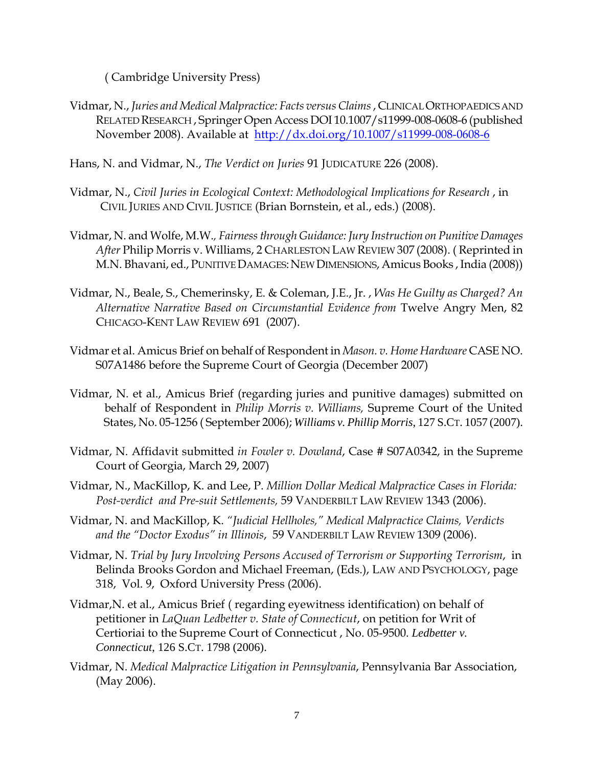( Cambridge University Press)

Vidmar, N., *Juries and Medical Malpractice: Facts versus Claims* , CLINICAL ORTHOPAEDICS AND RELATED RESEARCH , Springer Open Access DOI 10.1007/s11999-008-0608-6 (published November 2008). Available at http://dx.doi.org/10.1007/s11999-008-0608-6

Hans, N. and Vidmar, N., *The Verdict on Juries* 91 JUDICATURE 226 (2008).

Vidmar, N., *Civil Juries in Ecological Context: Methodological Implications for Research* , in CIVIL JURIES AND CIVIL JUSTICE (Brian Bornstein, et al., eds.) (2008).

Vidmar, N. and Wolfe, M.W., *Fairness through Guidance: Jury Instruction on Punitive Damages After* Philip Morris v. Williams, 2 CHARLESTON LAW REVIEW 307 (2008). ( Reprinted in M.N. Bhavani, ed., PUNITIVE DAMAGES: NEW DIMENSIONS, Amicus Books , India (2008))

Vidmar, N., Beale, S., Chemerinsky, E. & Coleman, J.E., Jr. , *Was He Guilty as Charged? An Alternative Narrative Based on Circumstantial Evidence from* Twelve Angry Men, 82 CHICAGO-KENT LAW REVIEW 691 (2007).

Vidmar et al. Amicus Brief on behalf of Respondent in *Mason. v. Home Hardware* CASE NO. S07A1486 before the Supreme Court of Georgia (December 2007)

Vidmar, N. et al., Amicus Brief (regarding juries and punitive damages) submitted on behalf of Respondent in *Philip Morris v. Williams,* Supreme Court of the United States, No. 05-1256 ( September 2006); *Williams v. Phillip Morris*, 127 S.CT. 1057 (2007).

Vidmar, N. Affidavit submitted *in Fowler v. Dowland*, Case # S07A0342, in the Supreme Court of Georgia, March 29, 2007)

Vidmar, N., MacKillop, K. and Lee, P. *Million Dollar Medical Malpractice Cases in Florida: Post-verdict and Pre-suit Settlements,* 59 VANDERBILT LAW REVIEW 1343 (2006).

Vidmar, N. and MacKillop, K. *"Judicial Hellholes," Medical Malpractice Claims, Verdicts and the "Doctor Exodus" in Illinois*, 59 VANDERBILT LAW REVIEW 1309 (2006).

Vidmar, N. *Trial by Jury Involving Persons Accused of Terrorism or Supporting Terrorism*, in Belinda Brooks Gordon and Michael Freeman, (Eds.), LAW AND PSYCHOLOGY, page 318, Vol. 9, Oxford University Press (2006).

Vidmar,N. et al., Amicus Brief ( regarding eyewitness identification) on behalf of petitioner in *LaQuan Ledbetter v. State of Connecticut*, on petition for Writ of Certioriai to the Supreme Court of Connecticut , No. 05-9500. *Ledbetter v. Connecticut*, 126 S.CT. 1798 (2006).

Vidmar, N. *Medical Malpractice Litigation in Pennsylvania*, Pennsylvania Bar Association, (May 2006).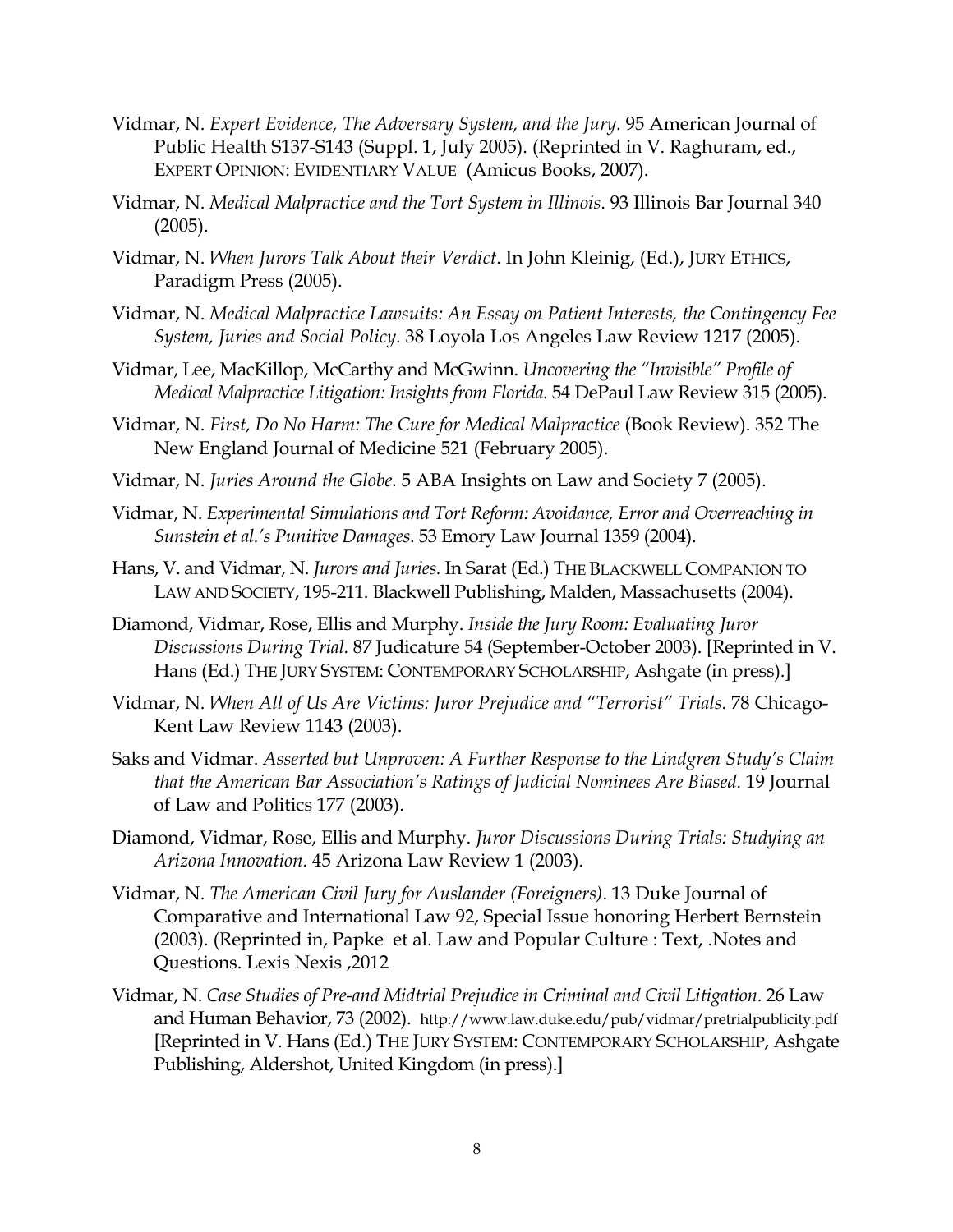Vidmar, N. *Expert Evidence, The Adversary System, and the Jury*. 95 American Journal of Public Health S137-S143 (Suppl. 1, July 2005). (Reprinted in V. Raghuram, ed., EXPERT OPINION: EVIDENTIARY VALUE (Amicus Books, 2007).

Vidmar, N. *Medical Malpractice and the Tort System in Illinois*. 93 Illinois Bar Journal 340 (2005).

Vidmar, N. *When Jurors Talk About their Verdict*. In John Kleinig, (Ed.), JURY ETHICS, Paradigm Press (2005).

Vidmar, N. *Medical Malpractice Lawsuits: An Essay on Patient Interests, the Contingency Fee System, Juries and Social Policy.* 38 Loyola Los Angeles Law Review 1217 (2005).

Vidmar, Lee, MacKillop, McCarthy and McGwinn. *Uncovering the "Invisible" Profile of Medical Malpractice Litigation: Insights from Florida.* 54 DePaul Law Review 315 (2005).

Vidmar, N. *First, Do No Harm: The Cure for Medical Malpractice* (Book Review). 352 The New England Journal of Medicine 521 (February 2005).

Vidmar, N. *Juries Around the Globe.* 5 ABA Insights on Law and Society 7 (2005).

Vidmar, N. *Experimental Simulations and Tort Reform: Avoidance, Error and Overreaching in Sunstein et al.'s Punitive Damages*. 53 Emory Law Journal 1359 (2004).

Hans, V. and Vidmar, N. *Jurors and Juries.* In Sarat (Ed.) THE BLACKWELL COMPANION TO LAW AND SOCIETY, 195-211. Blackwell Publishing, Malden, Massachusetts (2004).

Diamond, Vidmar, Rose, Ellis and Murphy. *Inside the Jury Room: Evaluating Juror Discussions During Trial.* 87 Judicature 54 (September-October 2003). [Reprinted in V. Hans (Ed.) THE JURY SYSTEM: CONTEMPORARY SCHOLARSHIP, Ashgate (in press).]

Vidmar, N. *When All of Us Are Victims: Juror Prejudice and "Terrorist" Trials.* 78 Chicago-Kent Law Review 1143 (2003).

Saks and Vidmar. *Asserted but Unproven: A Further Response to the Lindgren Study's Claim that the American Bar Association's Ratings of Judicial Nominees Are Biased*. 19 Journal of Law and Politics 177 (2003).

Diamond, Vidmar, Rose, Ellis and Murphy. *Juror Discussions During Trials: Studying an Arizona Innovation*. 45 Arizona Law Review 1 (2003).

Vidmar, N. *The American Civil Jury for Auslander (Foreigners)*. 13 Duke Journal of Comparative and International Law 92, Special Issue honoring Herbert Bernstein (2003). (Reprinted in, Papke et al. Law and Popular Culture : Text, .Notes and Questions. Lexis Nexis ,2012

Vidmar, N. *Case Studies of Pre-and Midtrial Prejudice in Criminal and Civil Litigation*. 26 Law and Human Behavior, 73 (2002). http://www.law.duke.edu/pub/vidmar/pretrialpublicity.pdf [Reprinted in V. Hans (Ed.) THE JURY SYSTEM: CONTEMPORARY SCHOLARSHIP, Ashgate Publishing, Aldershot, United Kingdom (in press).]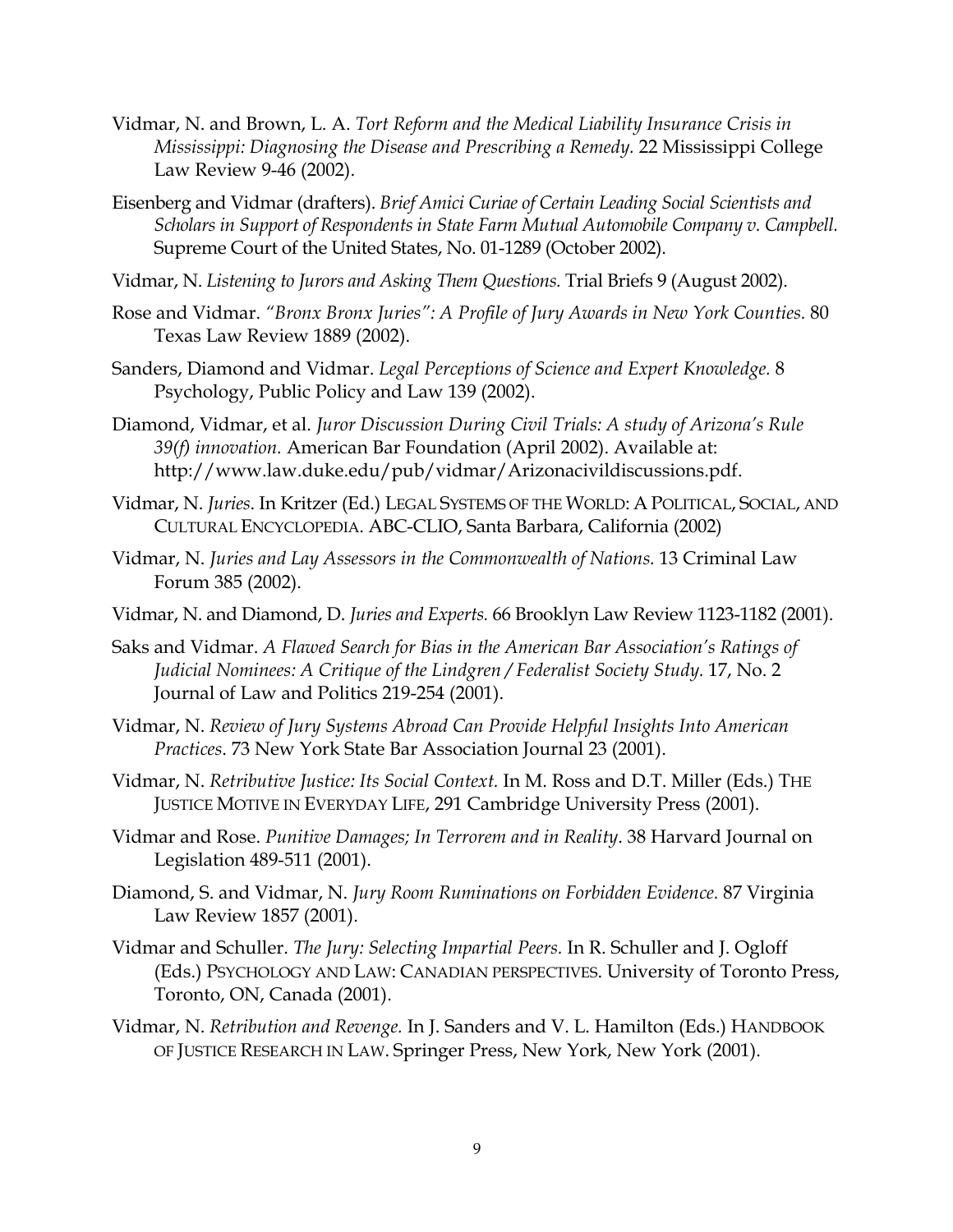Vidmar, N. and Brown, L. A. *Tort Reform and the Medical Liability Insurance Crisis in Mississippi: Diagnosing the Disease and Prescribing a Remedy.* 22 Mississippi College Law Review 9-46 (2002).

Eisenberg and Vidmar (drafters). *Brief Amici Curiae of Certain Leading Social Scientists and Scholars in Support of Respondents in State Farm Mutual Automobile Company v. Campbell.* Supreme Court of the United States, No. 01-1289 (October 2002).

Vidmar, N. *Listening to Jurors and Asking Them Questions.* Trial Briefs 9 (August 2002).

Rose and Vidmar. *"Bronx Bronx Juries": A Profile of Jury Awards in New York Counties.* 80 Texas Law Review 1889 (2002).

Sanders, Diamond and Vidmar. *Legal Perceptions of Science and Expert Knowledge.* 8 Psychology, Public Policy and Law 139 (2002).

Diamond, Vidmar, et al. *Juror Discussion During Civil Trials: A study of Arizona's Rule 39(f) innovation.* American Bar Foundation (April 2002). Available at: http://www.law.duke.edu/pub/vidmar/Arizonacivildiscussions.pdf.

Vidmar, N. *Juries*. In Kritzer (Ed.) LEGAL SYSTEMS OF THE WORLD: A POLITICAL, SOCIAL, AND CULTURAL ENCYCLOPEDIA. ABC-CLIO, Santa Barbara, California (2002)

Vidmar, N. *Juries and Lay Assessors in the Commonwealth of Nations.* 13 Criminal Law Forum 385 (2002).

Vidmar, N. and Diamond, D. *Juries and Experts.* 66 Brooklyn Law Review 1123-1182 (2001).

Saks and Vidmar. *A Flawed Search for Bias in the American Bar Association's Ratings of Judicial Nominees: A Critique of the Lindgren / Federalist Society Study.* 17, No. 2 Journal of Law and Politics 219-254 (2001).

Vidmar, N. *Review of Jury Systems Abroad Can Provide Helpful Insights Into American Practices.* 73 New York State Bar Association Journal 23 (2001).

Vidmar, N. *Retributive Justice: Its Social Context.* In M. Ross and D.T. Miller (Eds.) THE JUSTICE MOTIVE IN EVERYDAY LIFE, 291 Cambridge University Press (2001).

Vidmar and Rose. *Punitive Damages; In Terrorem and in Reality*. 38 Harvard Journal on Legislation 489-511 (2001).

Diamond, S. and Vidmar, N. *Jury Room Ruminations on Forbidden Evidence.* 87 Virginia Law Review 1857 (2001).

Vidmar and Schuller. *The Jury: Selecting Impartial Peers.* In R. Schuller and J. Ogloff (Eds.) PSYCHOLOGY AND LAW: CANADIAN PERSPECTIVES. University of Toronto Press, Toronto, ON, Canada (2001).

Vidmar, N. *Retribution and Revenge.* In J. Sanders and V. L. Hamilton (Eds.) HANDBOOK OF JUSTICE RESEARCH IN LAW. Springer Press, New York, New York (2001).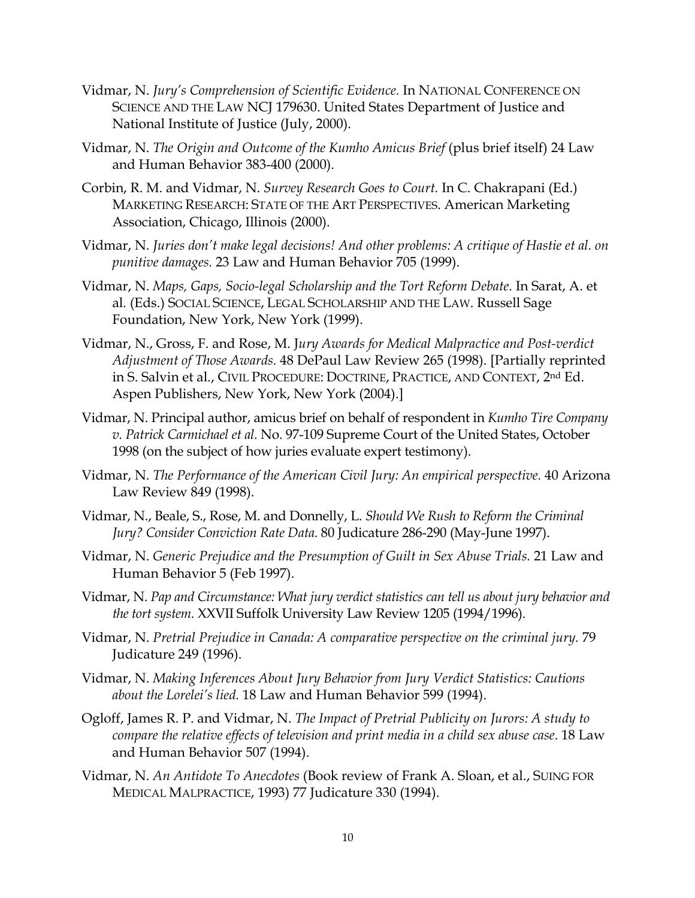Vidmar, N. *Jury's Comprehension of Scientific Evidence.* In NATIONAL CONFERENCE ON SCIENCE AND THE LAW NCJ 179630. United States Department of Justice and National Institute of Justice (July, 2000).

Vidmar, N. *The Origin and Outcome of the Kumho Amicus Brief* (plus brief itself) 24 Law and Human Behavior 383-400 (2000).

Corbin, R. M. and Vidmar, N. *Survey Research Goes to Court.* In C. Chakrapani (Ed.) MARKETING RESEARCH: STATE OF THE ART PERSPECTIVES. American Marketing Association, Chicago, Illinois (2000).

Vidmar, N. *Juries don't make legal decisions! And other problems: A critique of Hastie et al. on punitive damages.* 23 Law and Human Behavior 705 (1999).

Vidmar, N. *Maps, Gaps, Socio-legal Scholarship and the Tort Reform Debate.* In Sarat, A. et al. (Eds.) SOCIAL SCIENCE, LEGAL SCHOLARSHIP AND THE LAW. Russell Sage Foundation, New York, New York (1999).

Vidmar, N., Gross, F. and Rose, M. J*ury Awards for Medical Malpractice and Post-verdict Adjustment of Those Awards.* 48 DePaul Law Review 265 (1998). [Partially reprinted in S. Salvin et al., CIVIL PROCEDURE: DOCTRINE, PRACTICE, AND CONTEXT, 2nd Ed. Aspen Publishers, New York, New York (2004).]

Vidmar, N. Principal author, amicus brief on behalf of respondent in *Kumho Tire Company v. Patrick Carmichael et al.* No. 97-109 Supreme Court of the United States, October 1998 (on the subject of how juries evaluate expert testimony).

Vidmar, N. *The Performance of the American Civil Jury: An empirical perspective.* 40 Arizona Law Review 849 (1998).

Vidmar, N., Beale, S., Rose, M. and Donnelly, L. *Should We Rush to Reform the Criminal Jury? Consider Conviction Rate Data.* 80 Judicature 286-290 (May-June 1997).

Vidmar, N. *Generic Prejudice and the Presumption of Guilt in Sex Abuse Trials.* 21 Law and Human Behavior 5 (Feb 1997).

Vidmar, N. *Pap and Circumstance: What jury verdict statistics can tell us about jury behavior and the tort system.* XXVII Suffolk University Law Review 1205 (1994/1996).

Vidmar, N. *Pretrial Prejudice in Canada: A comparative perspective on the criminal jury.* 79 Judicature 249 (1996).

Vidmar, N. *Making Inferences About Jury Behavior from Jury Verdict Statistics: Cautions about the Lorelei's lied.* 18 Law and Human Behavior 599 (1994).

Ogloff, James R. P. and Vidmar, N. *The Impact of Pretrial Publicity on Jurors: A study to compare the relative effects of television and print media in a child sex abuse case*. 18 Law and Human Behavior 507 (1994).

Vidmar, N. *An Antidote To Anecdotes* (Book review of Frank A. Sloan, et al., SUING FOR MEDICAL MALPRACTICE, 1993) 77 Judicature 330 (1994).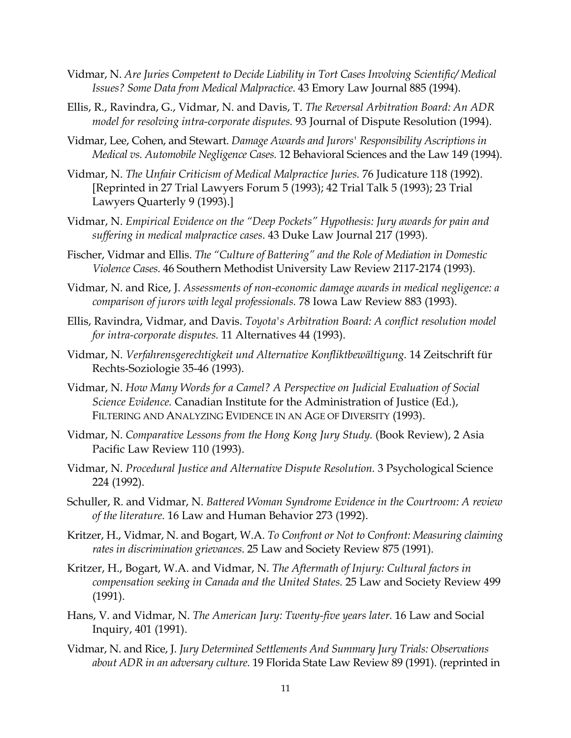Vidmar, N. *Are Juries Competent to Decide Liability in Tort Cases Involving Scientific/ Medical Issues? Some Data from Medical Malpractice*. 43 Emory Law Journal 885 (1994).

Ellis, R., Ravindra, G., Vidmar, N. and Davis, T. *The Reversal Arbitration Board: An ADR model for resolving intra-corporate disputes.* 93 Journal of Dispute Resolution (1994).

Vidmar, Lee, Cohen, and Stewart. *Damage Awards and Jurors' Responsibility Ascriptions in Medical vs. Automobile Negligence Cases.* 12 Behavioral Sciences and the Law 149 (1994).

Vidmar, N. *The Unfair Criticism of Medical Malpractice Juries.* 76 Judicature 118 (1992). [Reprinted in 27 Trial Lawyers Forum 5 (1993); 42 Trial Talk 5 (1993); 23 Trial Lawyers Quarterly 9 (1993).]

Vidmar, N. *Empirical Evidence on the "Deep Pockets" Hypothesis: Jury awards for pain and suffering in medical malpractice cases*. 43 Duke Law Journal 217 (1993).

Fischer, Vidmar and Ellis. *The "Culture of Battering" and the Role of Mediation in Domestic Violence Cases.* 46 Southern Methodist University Law Review 2117-2174 (1993).

Vidmar, N. and Rice, J. *Assessments of non-economic damage awards in medical negligence: a comparison of jurors with legal professionals.* 78 Iowa Law Review 883 (1993).

Ellis, Ravindra, Vidmar, and Davis. *Toyota's Arbitration Board: A conflict resolution model for intra-corporate disputes.* 11 Alternatives 44 (1993).

Vidmar, N. *Verfahrensgerechtigkeit und Alternative Konfliktbewältigung.* 14 Zeitschrift für Rechts-Soziologie 35-46 (1993).

Vidmar, N. *How Many Words for a Camel? A Perspective on Judicial Evaluation of Social Science Evidence.* Canadian Institute for the Administration of Justice (Ed.), FILTERING AND ANALYZING EVIDENCE IN AN AGE OF DIVERSITY (1993).

Vidmar, N. *Comparative Lessons from the Hong Kong Jury Study.* (Book Review), 2 Asia Pacific Law Review 110 (1993).

Vidmar, N. *Procedural Justice and Alternative Dispute Resolution.* 3 Psychological Science 224 (1992).

Schuller, R. and Vidmar, N. *Battered Woman Syndrome Evidence in the Courtroom: A review of the literature.* 16 Law and Human Behavior 273 (1992).

Kritzer, H., Vidmar, N. and Bogart, W.A. *To Confront or Not to Confront: Measuring claiming rates in discrimination grievances*. 25 Law and Society Review 875 (1991).

Kritzer, H., Bogart, W.A. and Vidmar, N. *The Aftermath of Injury: Cultural factors in compensation seeking in Canada and the United States.* 25 Law and Society Review 499 (1991).

Hans, V. and Vidmar, N. *The American Jury: Twenty-five years later.* 16 Law and Social Inquiry, 401 (1991).

Vidmar, N. and Rice, J. *Jury Determined Settlements And Summary Jury Trials: Observations about ADR in an adversary culture.* 19 Florida State Law Review 89 (1991). (reprinted in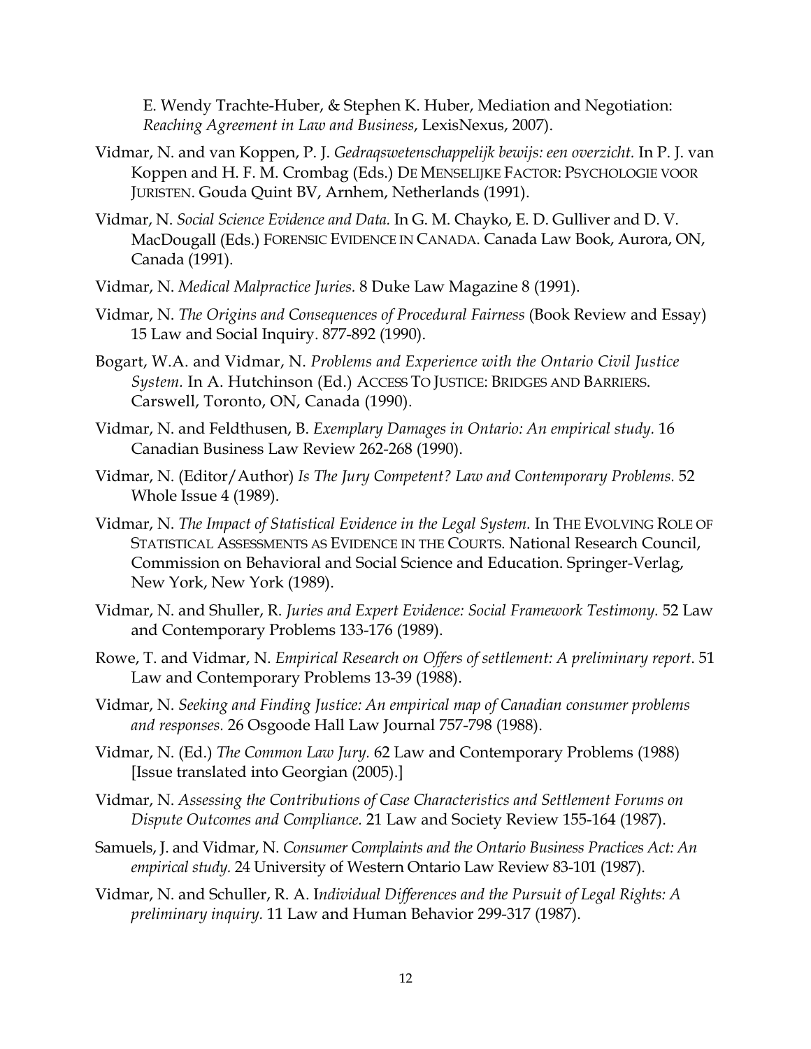E. Wendy Trachte-Huber, & Stephen K. Huber, Mediation and Negotiation: *Reaching Agreement in Law and Business*, LexisNexus, 2007).

Vidmar, N. and van Koppen, P. J. *Gedraqswetenschappelijk bewijs: een overzicht.* In P. J. van Koppen and H. F. M. Crombag (Eds.) DE MENSELIJKE FACTOR: PSYCHOLOGIE VOOR JURISTEN. Gouda Quint BV, Arnhem, Netherlands (1991).

Vidmar, N. *Social Science Evidence and Data.* In G. M. Chayko, E. D. Gulliver and D. V. MacDougall (Eds.) FORENSIC EVIDENCE IN CANADA. Canada Law Book, Aurora, ON, Canada (1991).

Vidmar, N. *Medical Malpractice Juries.* 8 Duke Law Magazine 8 (1991).

Vidmar, N. *The Origins and Consequences of Procedural Fairness* (Book Review and Essay) 15 Law and Social Inquiry. 877-892 (1990).

Bogart, W.A. and Vidmar, N. *Problems and Experience with the Ontario Civil Justice System.* In A. Hutchinson (Ed.) ACCESS TO JUSTICE: BRIDGES AND BARRIERS. Carswell, Toronto, ON, Canada (1990).

Vidmar, N. and Feldthusen, B. *Exemplary Damages in Ontario: An empirical study.* 16 Canadian Business Law Review 262-268 (1990).

Vidmar, N. (Editor/Author) *Is The Jury Competent? Law and Contemporary Problems.* 52 Whole Issue 4 (1989).

Vidmar, N. *The Impact of Statistical Evidence in the Legal System.* In THE EVOLVING ROLE OF STATISTICAL ASSESSMENTS AS EVIDENCE IN THE COURTS. National Research Council, Commission on Behavioral and Social Science and Education. Springer-Verlag, New York, New York (1989).

Vidmar, N. and Shuller, R. *Juries and Expert Evidence: Social Framework Testimony.* 52 Law and Contemporary Problems 133-176 (1989).

Rowe, T. and Vidmar, N. *Empirical Research on Offers of settlement: A preliminary report.* 51 Law and Contemporary Problems 13-39 (1988).

Vidmar, N. *Seeking and Finding Justice: An empirical map of Canadian consumer problems and responses.* 26 Osgoode Hall Law Journal 757-798 (1988).

Vidmar, N. (Ed.) *The Common Law Jury.* 62 Law and Contemporary Problems (1988) [Issue translated into Georgian (2005).]

Vidmar, N. *Assessing the Contributions of Case Characteristics and Settlement Forums on Dispute Outcomes and Compliance.* 21 Law and Society Review 155-164 (1987).

Samuels, J. and Vidmar, N. *Consumer Complaints and the Ontario Business Practices Act: An empirical study.* 24 University of Western Ontario Law Review 83-101 (1987).

Vidmar, N. and Schuller, R. A. I*ndividual Differences and the Pursuit of Legal Rights: A preliminary inquiry.* 11 Law and Human Behavior 299-317 (1987).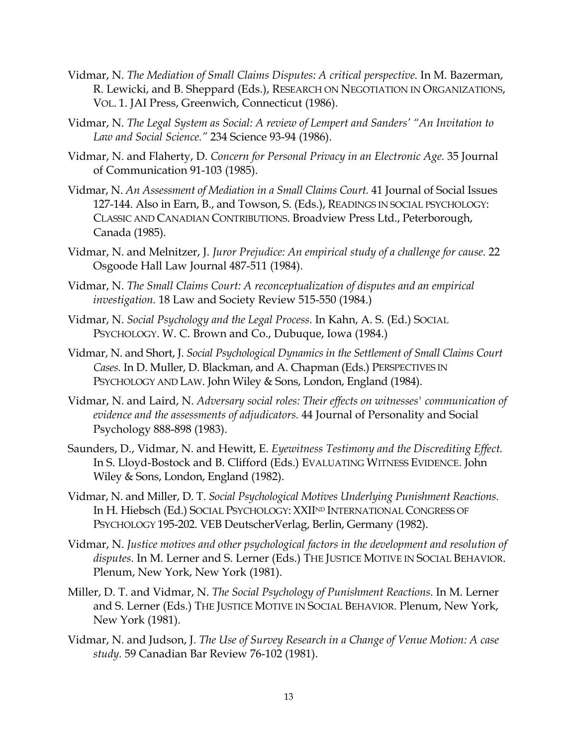Vidmar, N. *The Mediation of Small Claims Disputes: A critical perspective.* In M. Bazerman, R. Lewicki, and B. Sheppard (Eds.), RESEARCH ON NEGOTIATION IN ORGANIZATIONS, VOL. 1. JAI Press, Greenwich, Connecticut (1986).

Vidmar, N. *The Legal System as Social: A review of Lempert and Sanders' "An Invitation to Law and Social Science."* 234 Science 93-94 (1986).

Vidmar, N. and Flaherty, D. *Concern for Personal Privacy in an Electronic Age.* 35 Journal of Communication 91-103 (1985).

Vidmar, N. *An Assessment of Mediation in a Small Claims Court.* 41 Journal of Social Issues 127-144. Also in Earn, B., and Towson, S. (Eds.), READINGS IN SOCIAL PSYCHOLOGY: CLASSIC AND CANADIAN CONTRIBUTIONS. Broadview Press Ltd., Peterborough, Canada (1985).

Vidmar, N. and Melnitzer, J. *Juror Prejudice: An empirical study of a challenge for cause.* 22 Osgoode Hall Law Journal 487-511 (1984).

Vidmar, N. *The Small Claims Court: A reconceptualization of disputes and an empirical investigation.* 18 Law and Society Review 515-550 (1984.)

Vidmar, N. *Social Psychology and the Legal Process.* In Kahn, A. S. (Ed.) SOCIAL PSYCHOLOGY. W. C. Brown and Co., Dubuque, Iowa (1984.)

Vidmar, N. and Short, J. *Social Psychological Dynamics in the Settlement of Small Claims Court Cases.* In D. Muller, D. Blackman, and A. Chapman (Eds.) PERSPECTIVES IN PSYCHOLOGY AND LAW. John Wiley & Sons, London, England (1984).

Vidmar, N. and Laird, N. *Adversary social roles: Their effects on witnesses' communication of evidence and the assessments of adjudicators.* 44 Journal of Personality and Social Psychology 888-898 (1983).

Saunders, D., Vidmar, N. and Hewitt, E. *Eyewitness Testimony and the Discrediting Effect.* In S. Lloyd-Bostock and B. Clifford (Eds.) EVALUATING WITNESS EVIDENCE. John Wiley & Sons, London, England (1982).

Vidmar, N. and Miller, D. T. *Social Psychological Motives Underlying Punishment Reactions.* In H. Hiebsch (Ed.) SOCIAL PSYCHOLOGY: XXIIND INTERNATIONAL CONGRESS OF PSYCHOLOGY 195-202. VEB DeutscherVerlag, Berlin, Germany (1982).

Vidmar, N. *Justice motives and other psychological factors in the development and resolution of disputes.* In M. Lerner and S. Lerner (Eds.) THE JUSTICE MOTIVE IN SOCIAL BEHAVIOR. Plenum, New York, New York (1981).

Miller, D. T. and Vidmar, N. *The Social Psychology of Punishment Reactions.* In M. Lerner and S. Lerner (Eds.) THE JUSTICE MOTIVE IN SOCIAL BEHAVIOR. Plenum, New York, New York (1981).

Vidmar, N. and Judson, J. *The Use of Survey Research in a Change of Venue Motion: A case study.* 59 Canadian Bar Review 76-102 (1981).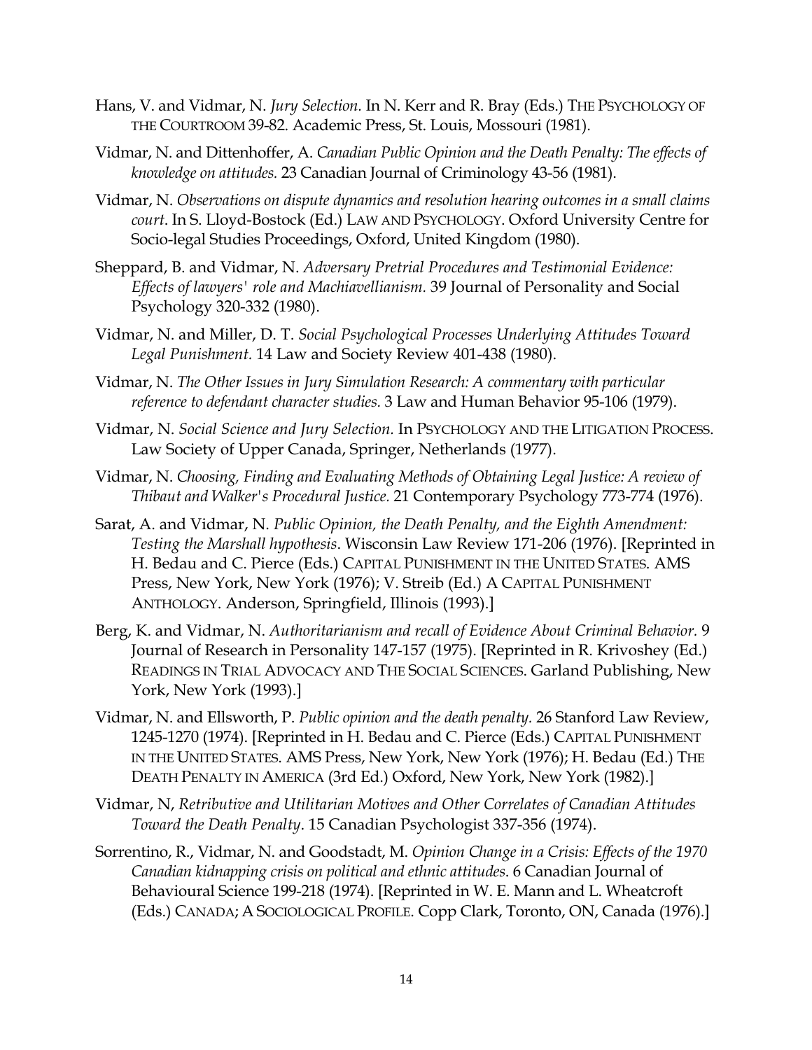Hans, V. and Vidmar, N. *Jury Selection.* In N. Kerr and R. Bray (Eds.) THE PSYCHOLOGY OF THE COURTROOM 39-82. Academic Press, St. Louis, Mossouri (1981).

Vidmar, N. and Dittenhoffer, A. *Canadian Public Opinion and the Death Penalty: The effects of knowledge on attitudes.* 23 Canadian Journal of Criminology 43-56 (1981).

Vidmar, N. *Observations on dispute dynamics and resolution hearing outcomes in a small claims court.* In S. Lloyd-Bostock (Ed.) LAW AND PSYCHOLOGY. Oxford University Centre for Socio-legal Studies Proceedings, Oxford, United Kingdom (1980).

Sheppard, B. and Vidmar, N. *Adversary Pretrial Procedures and Testimonial Evidence: Effects of lawyers' role and Machiavellianism.* 39 Journal of Personality and Social Psychology 320-332 (1980).

Vidmar, N. and Miller, D. T. *Social Psychological Processes Underlying Attitudes Toward Legal Punishment.* 14 Law and Society Review 401-438 (1980).

Vidmar, N. *The Other Issues in Jury Simulation Research: A commentary with particular reference to defendant character studies.* 3 Law and Human Behavior 95-106 (1979).

Vidmar, N. *Social Science and Jury Selection.* In PSYCHOLOGY AND THE LITIGATION PROCESS. Law Society of Upper Canada, Springer, Netherlands (1977).

Vidmar, N. *Choosing, Finding and Evaluating Methods of Obtaining Legal Justice: A review of Thibaut and Walker's Procedural Justice.* 21 Contemporary Psychology 773-774 (1976).

Sarat, A. and Vidmar, N. *Public Opinion, the Death Penalty, and the Eighth Amendment: Testing the Marshall hypothesis*. Wisconsin Law Review 171-206 (1976). [Reprinted in H. Bedau and C. Pierce (Eds.) CAPITAL PUNISHMENT IN THE UNITED STATES. AMS Press, New York, New York (1976); V. Streib (Ed.) A CAPITAL PUNISHMENT ANTHOLOGY. Anderson, Springfield, Illinois (1993).]

Berg, K. and Vidmar, N. *Authoritarianism and recall of Evidence About Criminal Behavior.* 9 Journal of Research in Personality 147-157 (1975). [Reprinted in R. Krivoshey (Ed.) READINGS IN TRIAL ADVOCACY AND THE SOCIAL SCIENCES. Garland Publishing, New York, New York (1993).]

Vidmar, N. and Ellsworth, P. *Public opinion and the death penalty.* 26 Stanford Law Review, 1245-1270 (1974). [Reprinted in H. Bedau and C. Pierce (Eds.) CAPITAL PUNISHMENT IN THE UNITED STATES. AMS Press, New York, New York (1976); H. Bedau (Ed.) THE DEATH PENALTY IN AMERICA (3rd Ed.) Oxford, New York, New York (1982).]

Vidmar, N, *Retributive and Utilitarian Motives and Other Correlates of Canadian Attitudes Toward the Death Penalty*. 15 Canadian Psychologist 337-356 (1974).

Sorrentino, R., Vidmar, N. and Goodstadt, M. *Opinion Change in a Crisis: Effects of the 1970 Canadian kidnapping crisis on political and ethnic attitudes*. 6 Canadian Journal of Behavioural Science 199-218 (1974). [Reprinted in W. E. Mann and L. Wheatcroft (Eds.) CANADA; A SOCIOLOGICAL PROFILE. Copp Clark, Toronto, ON, Canada (1976).]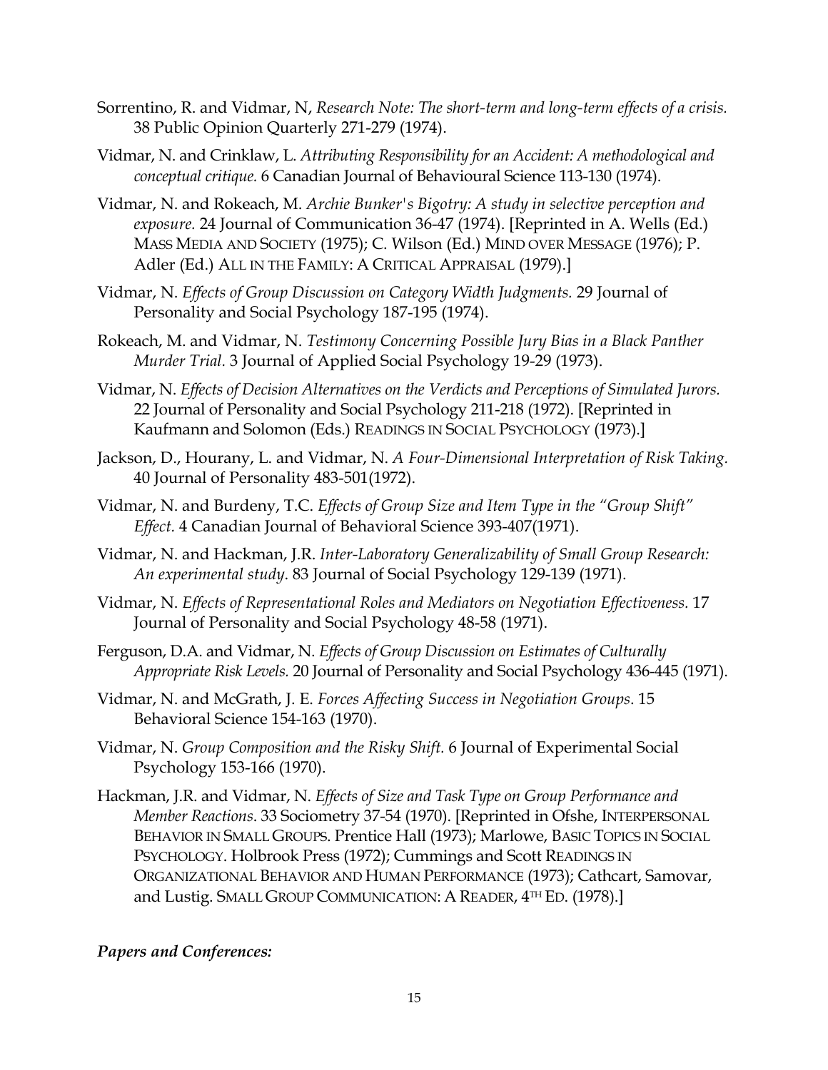Sorrentino, R. and Vidmar, N, *Research Note: The short-term and long-term effects of a crisis.* 38 Public Opinion Quarterly 271-279 (1974).

Vidmar, N. and Crinklaw, L. *Attributing Responsibility for an Accident: A methodological and conceptual critique.* 6 Canadian Journal of Behavioural Science 113-130 (1974).

Vidmar, N. and Rokeach, M. *Archie Bunker's Bigotry: A study in selective perception and exposure.* 24 Journal of Communication 36-47 (1974). [Reprinted in A. Wells (Ed.) MASS MEDIA AND SOCIETY (1975); C. Wilson (Ed.) MIND OVER MESSAGE (1976); P. Adler (Ed.) ALL IN THE FAMILY: A CRITICAL APPRAISAL (1979).]

Vidmar, N. *Effects of Group Discussion on Category Width Judgments.* 29 Journal of Personality and Social Psychology 187-195 (1974).

Rokeach, M. and Vidmar, N. *Testimony Concerning Possible Jury Bias in a Black Panther Murder Trial.* 3 Journal of Applied Social Psychology 19-29 (1973).

Vidmar, N. *Effects of Decision Alternatives on the Verdicts and Perceptions of Simulated Jurors.* 22 Journal of Personality and Social Psychology 211-218 (1972). [Reprinted in Kaufmann and Solomon (Eds.) READINGS IN SOCIAL PSYCHOLOGY (1973).]

Jackson, D., Hourany, L. and Vidmar, N. *A Four-Dimensional Interpretation of Risk Taking.* 40 Journal of Personality 483-501(1972).

Vidmar, N. and Burdeny, T.C. *Effects of Group Size and Item Type in the "Group Shift" Effect.* 4 Canadian Journal of Behavioral Science 393-407(1971).

Vidmar, N. and Hackman, J.R. *Inter-Laboratory Generalizability of Small Group Research: An experimental study*. 83 Journal of Social Psychology 129-139 (1971).

Vidmar, N. *Effects of Representational Roles and Mediators on Negotiation Effectiveness.* 17 Journal of Personality and Social Psychology 48-58 (1971).

Ferguson, D.A. and Vidmar, N. *Effects of Group Discussion on Estimates of Culturally Appropriate Risk Levels.* 20 Journal of Personality and Social Psychology 436-445 (1971).

Vidmar, N. and McGrath, J. E. *Forces Affecting Success in Negotiation Groups*. 15 Behavioral Science 154-163 (1970).

Vidmar, N. *Group Composition and the Risky Shift.* 6 Journal of Experimental Social Psychology 153-166 (1970).

Hackman, J.R. and Vidmar, N. *Effects of Size and Task Type on Group Performance and Member Reactions*. 33 Sociometry 37-54 (1970). [Reprinted in Ofshe, INTERPERSONAL BEHAVIOR IN SMALL GROUPS. Prentice Hall (1973); Marlowe, BASIC TOPICS IN SOCIAL PSYCHOLOGY. Holbrook Press (1972); Cummings and Scott READINGS IN ORGANIZATIONAL BEHAVIOR AND HUMAN PERFORMANCE (1973); Cathcart, Samovar, and Lustig. SMALL GROUP COMMUNICATION: A READER, 4TH ED. (1978).]

***Papers and Conferences:***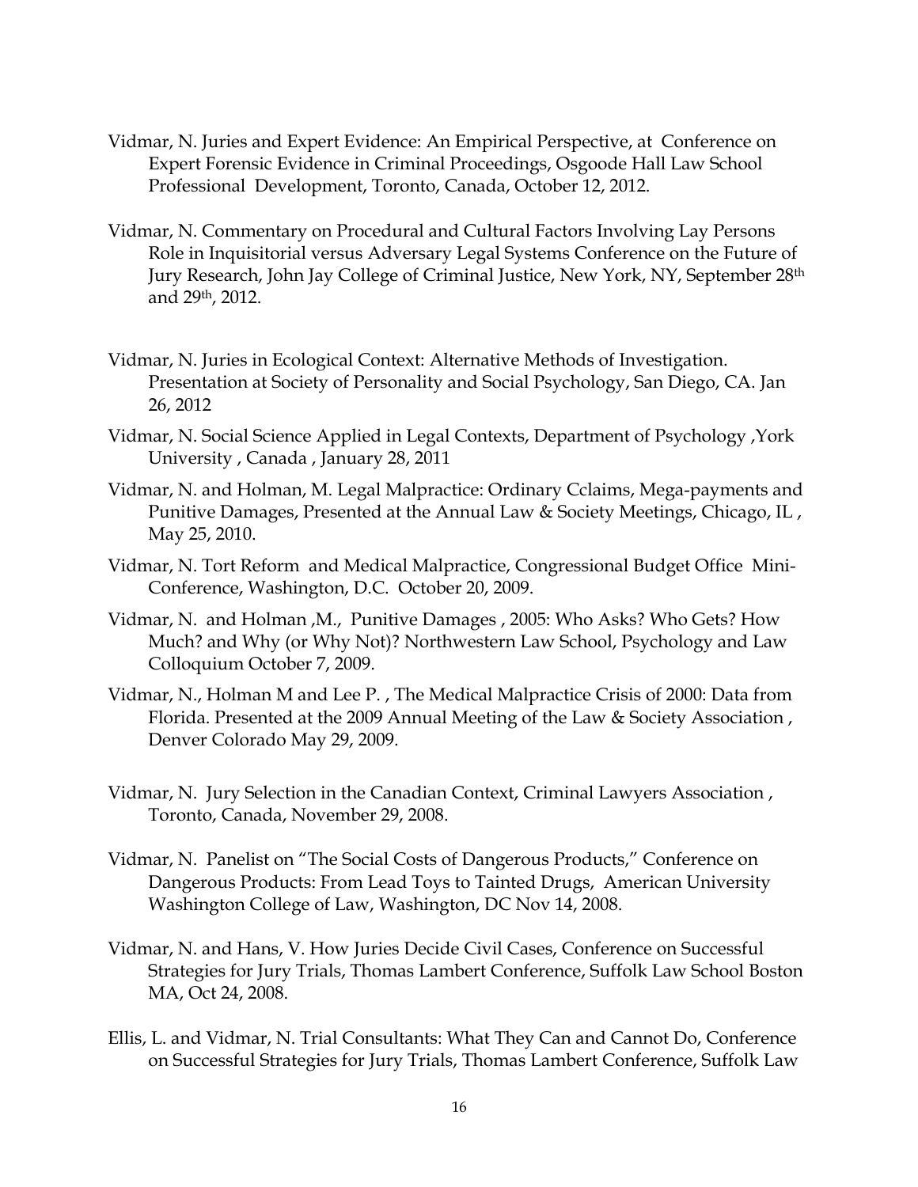Vidmar, N. Juries and Expert Evidence: An Empirical Perspective, at Conference on Expert Forensic Evidence in Criminal Proceedings, Osgoode Hall Law School Professional Development, Toronto, Canada, October 12, 2012.

Vidmar, N. Commentary on Procedural and Cultural Factors Involving Lay Persons Role in Inquisitorial versus Adversary Legal Systems Conference on the Future of Jury Research, John Jay College of Criminal Justice, New York, NY, September 28th and 29th, 2012.

Vidmar, N. Juries in Ecological Context: Alternative Methods of Investigation. Presentation at Society of Personality and Social Psychology, San Diego, CA. Jan 26, 2012

Vidmar, N. Social Science Applied in Legal Contexts, Department of Psychology ,York University , Canada , January 28, 2011

Vidmar, N. and Holman, M. Legal Malpractice: Ordinary Cclaims, Mega-payments and Punitive Damages, Presented at the Annual Law & Society Meetings, Chicago, IL , May 25, 2010.

Vidmar, N. Tort Reform and Medical Malpractice, Congressional Budget Office Mini-Conference, Washington, D.C. October 20, 2009.

Vidmar, N. and Holman ,M., Punitive Damages , 2005: Who Asks? Who Gets? How Much? and Why (or Why Not)? Northwestern Law School, Psychology and Law Colloquium October 7, 2009.

Vidmar, N., Holman M and Lee P. , The Medical Malpractice Crisis of 2000: Data from Florida. Presented at the 2009 Annual Meeting of the Law & Society Association , Denver Colorado May 29, 2009.

Vidmar, N. Jury Selection in the Canadian Context, Criminal Lawyers Association , Toronto, Canada, November 29, 2008.

Vidmar, N. Panelist on "The Social Costs of Dangerous Products," Conference on Dangerous Products: From Lead Toys to Tainted Drugs, American University Washington College of Law, Washington, DC Nov 14, 2008.

Vidmar, N. and Hans, V. How Juries Decide Civil Cases, Conference on Successful Strategies for Jury Trials, Thomas Lambert Conference, Suffolk Law School Boston MA, Oct 24, 2008.

Ellis, L. and Vidmar, N. Trial Consultants: What They Can and Cannot Do, Conference on Successful Strategies for Jury Trials, Thomas Lambert Conference, Suffolk Law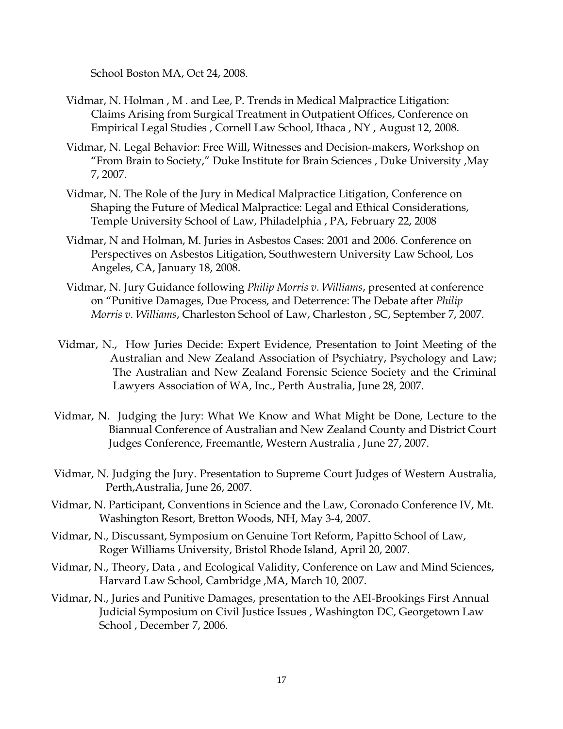School Boston MA, Oct 24, 2008.

Vidmar, N. Holman , M . and Lee, P. Trends in Medical Malpractice Litigation: Claims Arising from Surgical Treatment in Outpatient Offices, Conference on Empirical Legal Studies , Cornell Law School, Ithaca , NY , August 12, 2008.

Vidmar, N. Legal Behavior: Free Will, Witnesses and Decision-makers, Workshop on "From Brain to Society," Duke Institute for Brain Sciences , Duke University ,May 7, 2007.

Vidmar, N. The Role of the Jury in Medical Malpractice Litigation, Conference on Shaping the Future of Medical Malpractice: Legal and Ethical Considerations, Temple University School of Law, Philadelphia , PA, February 22, 2008

Vidmar, N and Holman, M. Juries in Asbestos Cases: 2001 and 2006. Conference on Perspectives on Asbestos Litigation, Southwestern University Law School, Los Angeles, CA, January 18, 2008.

Vidmar, N. Jury Guidance following *Philip Morris v. Williams*, presented at conference on "Punitive Damages, Due Process, and Deterrence: The Debate after *Philip Morris v. Williams*, Charleston School of Law, Charleston , SC, September 7, 2007.

Vidmar, N., How Juries Decide: Expert Evidence, Presentation to Joint Meeting of the Australian and New Zealand Association of Psychiatry, Psychology and Law; The Australian and New Zealand Forensic Science Society and the Criminal Lawyers Association of WA, Inc., Perth Australia, June 28, 2007.

Vidmar, N. Judging the Jury: What We Know and What Might be Done, Lecture to the Biannual Conference of Australian and New Zealand County and District Court Judges Conference, Freemantle, Western Australia , June 27, 2007.

Vidmar, N. Judging the Jury. Presentation to Supreme Court Judges of Western Australia, Perth,Australia, June 26, 2007.

Vidmar, N. Participant, Conventions in Science and the Law, Coronado Conference IV, Mt. Washington Resort, Bretton Woods, NH, May 3-4, 2007.

Vidmar, N., Discussant, Symposium on Genuine Tort Reform, Papitto School of Law, Roger Williams University, Bristol Rhode Island, April 20, 2007.

Vidmar, N., Theory, Data , and Ecological Validity, Conference on Law and Mind Sciences, Harvard Law School, Cambridge ,MA, March 10, 2007.

Vidmar, N., Juries and Punitive Damages, presentation to the AEI-Brookings First Annual Judicial Symposium on Civil Justice Issues , Washington DC, Georgetown Law School , December 7, 2006.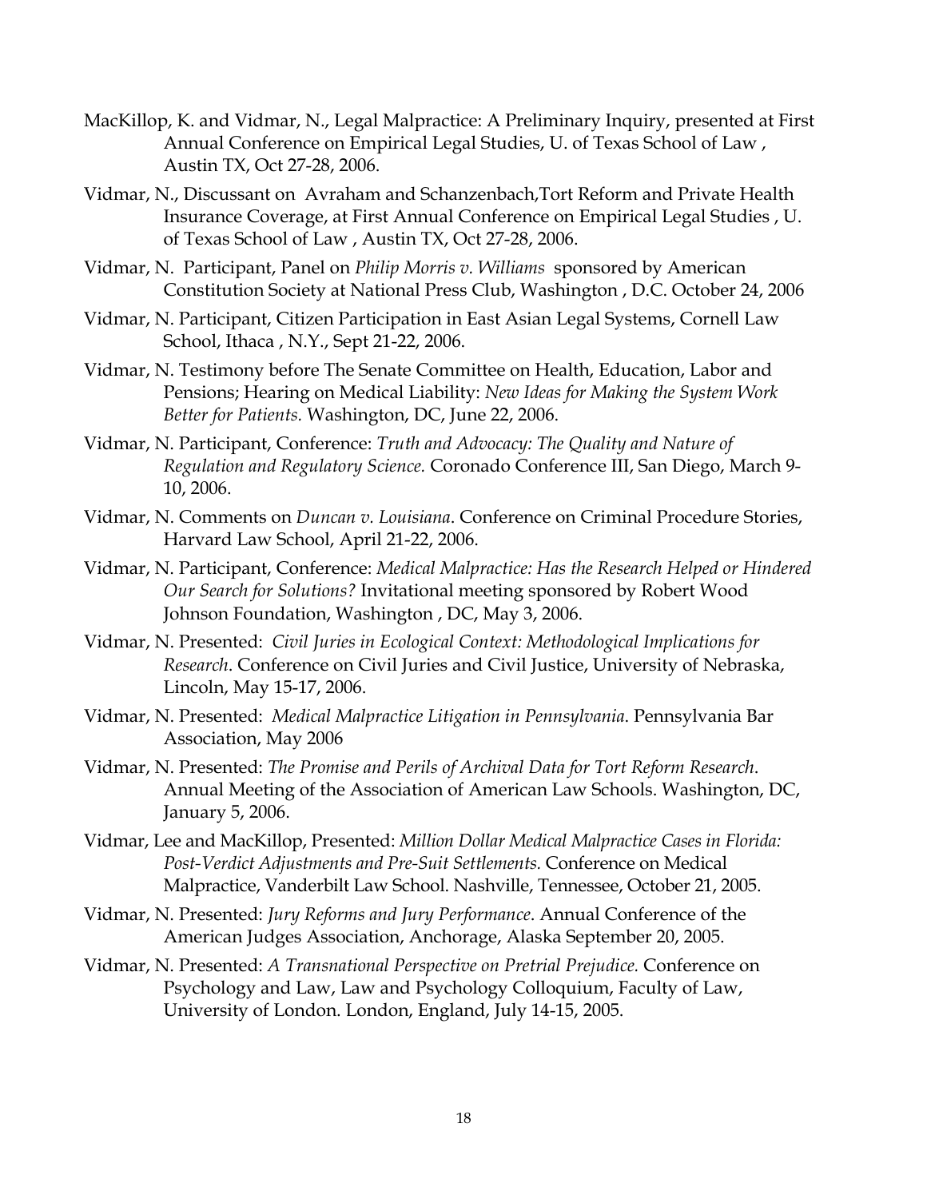MacKillop, K. and Vidmar, N., Legal Malpractice: A Preliminary Inquiry, presented at First Annual Conference on Empirical Legal Studies, U. of Texas School of Law , Austin TX, Oct 27-28, 2006.

Vidmar, N., Discussant on Avraham and Schanzenbach,Tort Reform and Private Health Insurance Coverage, at First Annual Conference on Empirical Legal Studies , U. of Texas School of Law , Austin TX, Oct 27-28, 2006.

Vidmar, N. Participant, Panel on *Philip Morris v. Williams* sponsored by American Constitution Society at National Press Club, Washington , D.C. October 24, 2006

Vidmar, N. Participant, Citizen Participation in East Asian Legal Systems, Cornell Law School, Ithaca , N.Y., Sept 21-22, 2006.

Vidmar, N. Testimony before The Senate Committee on Health, Education, Labor and Pensions; Hearing on Medical Liability: *New Ideas for Making the System Work Better for Patients.* Washington, DC, June 22, 2006.

Vidmar, N. Participant, Conference: *Truth and Advocacy: The Quality and Nature of Regulation and Regulatory Science.* Coronado Conference III, San Diego, March 9-10, 2006.

Vidmar, N. Comments on *Duncan v. Louisiana*. Conference on Criminal Procedure Stories, Harvard Law School, April 21-22, 2006.

Vidmar, N. Participant, Conference: *Medical Malpractice: Has the Research Helped or Hindered Our Search for Solutions?* Invitational meeting sponsored by Robert Wood Johnson Foundation, Washington , DC, May 3, 2006.

Vidmar, N. Presented: *Civil Juries in Ecological Context: Methodological Implications for Research*. Conference on Civil Juries and Civil Justice, University of Nebraska, Lincoln, May 15-17, 2006.

Vidmar, N. Presented: *Medical Malpractice Litigation in Pennsylvania*. Pennsylvania Bar Association, May 2006

Vidmar, N. Presented: *The Promise and Perils of Archival Data for Tort Reform Research*. Annual Meeting of the Association of American Law Schools. Washington, DC, January 5, 2006.

Vidmar, Lee and MacKillop, Presented: *Million Dollar Medical Malpractice Cases in Florida: Post-Verdict Adjustments and Pre-Suit Settlements.* Conference on Medical Malpractice, Vanderbilt Law School. Nashville, Tennessee, October 21, 2005.

Vidmar, N. Presented: *Jury Reforms and Jury Performance*. Annual Conference of the American Judges Association, Anchorage, Alaska September 20, 2005.

Vidmar, N. Presented: *A Transnational Perspective on Pretrial Prejudice.* Conference on Psychology and Law, Law and Psychology Colloquium, Faculty of Law, University of London. London, England, July 14-15, 2005.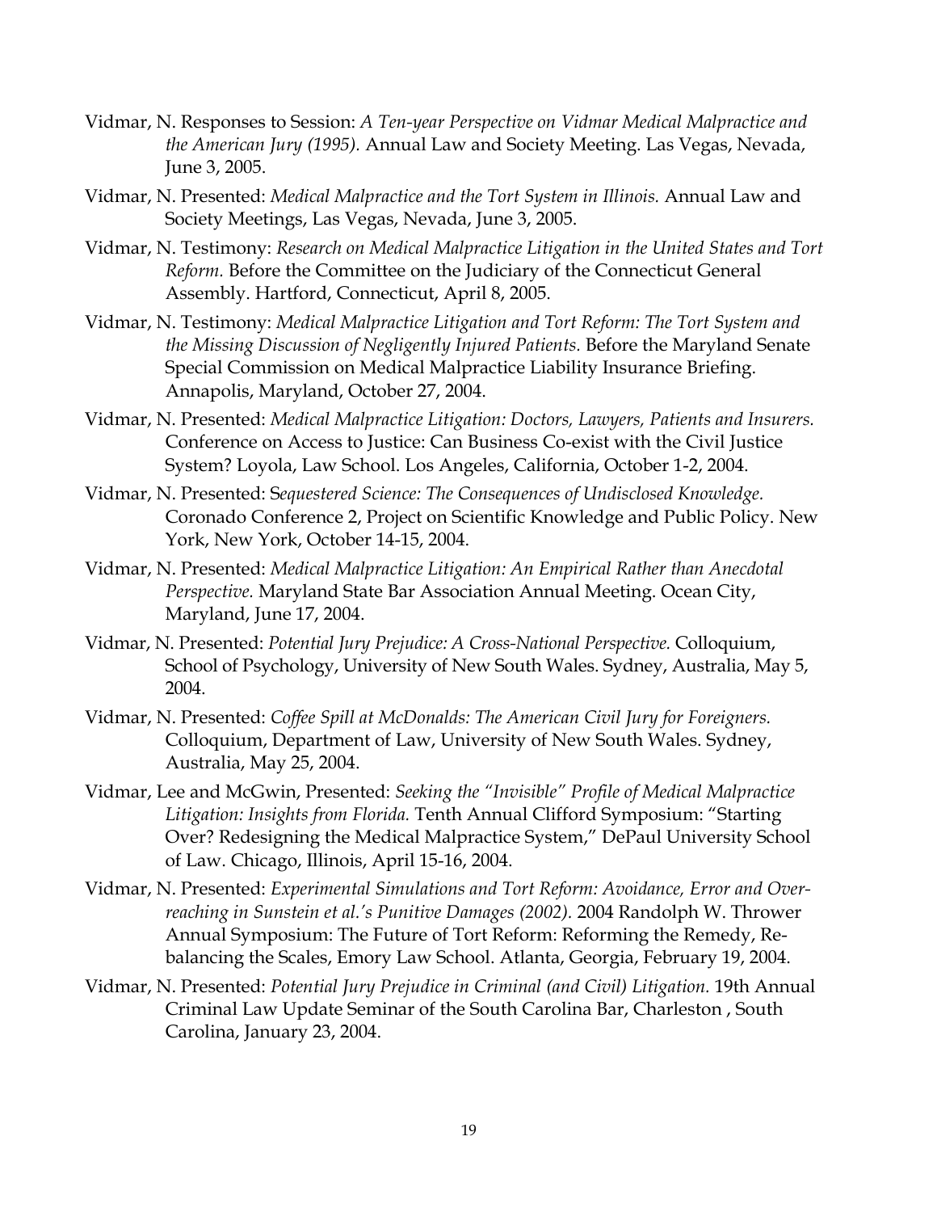Vidmar, N. Responses to Session: *A Ten-year Perspective on Vidmar Medical Malpractice and the American Jury (1995).* Annual Law and Society Meeting. Las Vegas, Nevada, June 3, 2005.

Vidmar, N. Presented: *Medical Malpractice and the Tort System in Illinois.* Annual Law and Society Meetings, Las Vegas, Nevada, June 3, 2005.

Vidmar, N. Testimony: *Research on Medical Malpractice Litigation in the United States and Tort Reform.* Before the Committee on the Judiciary of the Connecticut General Assembly. Hartford, Connecticut, April 8, 2005.

Vidmar, N. Testimony: *Medical Malpractice Litigation and Tort Reform: The Tort System and the Missing Discussion of Negligently Injured Patients.* Before the Maryland Senate Special Commission on Medical Malpractice Liability Insurance Briefing. Annapolis, Maryland, October 27, 2004.

Vidmar, N. Presented: *Medical Malpractice Litigation: Doctors, Lawyers, Patients and Insurers.* Conference on Access to Justice: Can Business Co-exist with the Civil Justice System? Loyola, Law School. Los Angeles, California, October 1-2, 2004.

Vidmar, N. Presented: S*equestered Science: The Consequences of Undisclosed Knowledge.* Coronado Conference 2, Project on Scientific Knowledge and Public Policy. New York, New York, October 14-15, 2004.

Vidmar, N. Presented: *Medical Malpractice Litigation: An Empirical Rather than Anecdotal Perspective.* Maryland State Bar Association Annual Meeting. Ocean City, Maryland, June 17, 2004.

Vidmar, N. Presented: *Potential Jury Prejudice: A Cross-National Perspective.* Colloquium, School of Psychology, University of New South Wales. Sydney, Australia, May 5, 2004.

Vidmar, N. Presented: *Coffee Spill at McDonalds: The American Civil Jury for Foreigners.* Colloquium, Department of Law, University of New South Wales. Sydney, Australia, May 25, 2004.

Vidmar, Lee and McGwin, Presented: *Seeking the "Invisible" Profile of Medical Malpractice Litigation: Insights from Florida.* Tenth Annual Clifford Symposium: "Starting Over? Redesigning the Medical Malpractice System," DePaul University School of Law. Chicago, Illinois, April 15-16, 2004.

Vidmar, N. Presented: *Experimental Simulations and Tort Reform: Avoidance, Error and Over-reaching in Sunstein et al.'s Punitive Damages (2002).* 2004 Randolph W. Thrower Annual Symposium: The Future of Tort Reform: Reforming the Remedy, Re-balancing the Scales, Emory Law School. Atlanta, Georgia, February 19, 2004.

Vidmar, N. Presented: *Potential Jury Prejudice in Criminal (and Civil) Litigation.* 19th Annual Criminal Law Update Seminar of the South Carolina Bar, Charleston , South Carolina, January 23, 2004.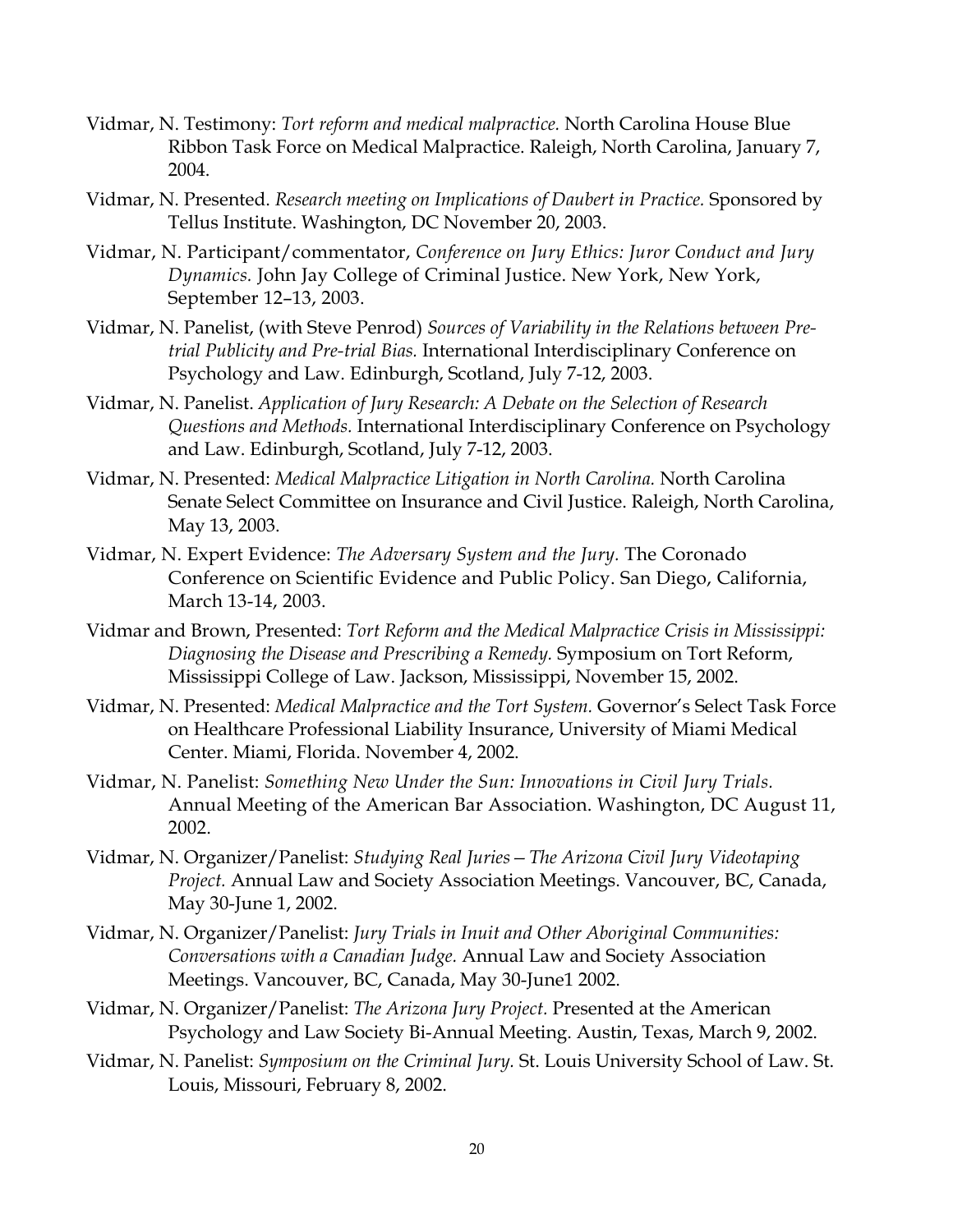Vidmar, N. Testimony: *Tort reform and medical malpractice.* North Carolina House Blue Ribbon Task Force on Medical Malpractice. Raleigh, North Carolina, January 7, 2004.

Vidmar, N. Presented. *Research meeting on Implications of Daubert in Practice.* Sponsored by Tellus Institute. Washington, DC November 20, 2003.

Vidmar, N. Participant/commentator, *Conference on Jury Ethics: Juror Conduct and Jury Dynamics.* John Jay College of Criminal Justice. New York, New York, September 12–13, 2003.

Vidmar, N. Panelist, (with Steve Penrod) *Sources of Variability in the Relations between Pre-trial Publicity and Pre-trial Bias.* International Interdisciplinary Conference on Psychology and Law. Edinburgh, Scotland, July 7-12, 2003.

Vidmar, N. Panelist. *Application of Jury Research: A Debate on the Selection of Research Questions and Methods.* International Interdisciplinary Conference on Psychology and Law. Edinburgh, Scotland, July 7-12, 2003.

Vidmar, N. Presented: *Medical Malpractice Litigation in North Carolina.* North Carolina Senate Select Committee on Insurance and Civil Justice. Raleigh, North Carolina, May 13, 2003.

Vidmar, N. Expert Evidence: *The Adversary System and the Jury.* The Coronado Conference on Scientific Evidence and Public Policy. San Diego, California, March 13-14, 2003.

Vidmar and Brown, Presented: *Tort Reform and the Medical Malpractice Crisis in Mississippi: Diagnosing the Disease and Prescribing a Remedy.* Symposium on Tort Reform, Mississippi College of Law. Jackson, Mississippi, November 15, 2002.

Vidmar, N. Presented: *Medical Malpractice and the Tort System.* Governor's Select Task Force on Healthcare Professional Liability Insurance, University of Miami Medical Center. Miami, Florida. November 4, 2002.

Vidmar, N. Panelist: *Something New Under the Sun: Innovations in Civil Jury Trials.* Annual Meeting of the American Bar Association. Washington, DC August 11, 2002.

Vidmar, N. Organizer/Panelist: *Studying Real Juries—The Arizona Civil Jury Videotaping Project.* Annual Law and Society Association Meetings. Vancouver, BC, Canada, May 30-June 1, 2002.

Vidmar, N. Organizer/Panelist: *Jury Trials in Inuit and Other Aboriginal Communities: Conversations with a Canadian Judge.* Annual Law and Society Association Meetings. Vancouver, BC, Canada, May 30-June1 2002.

Vidmar, N. Organizer/Panelist: *The Arizona Jury Project.* Presented at the American Psychology and Law Society Bi-Annual Meeting. Austin, Texas, March 9, 2002.

Vidmar, N. Panelist: *Symposium on the Criminal Jury.* St. Louis University School of Law. St. Louis, Missouri, February 8, 2002.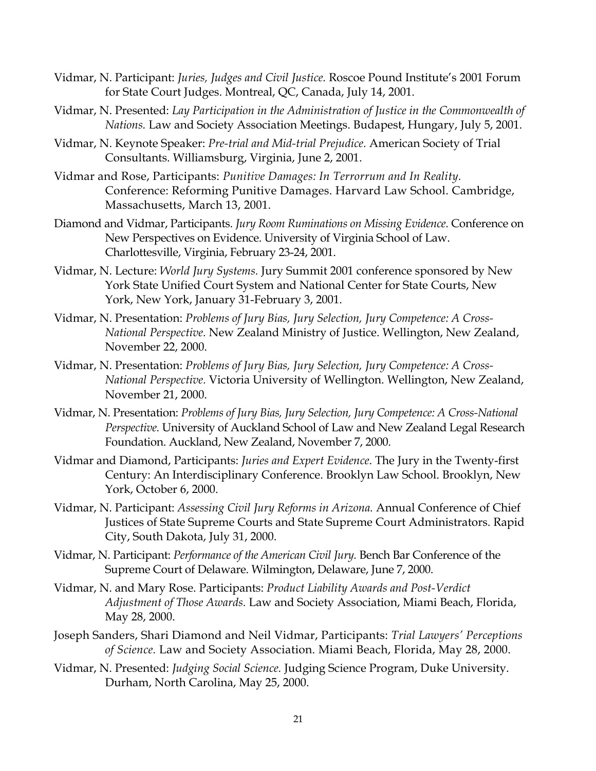Vidmar, N. Participant: *Juries, Judges and Civil Justice.* Roscoe Pound Institute's 2001 Forum for State Court Judges. Montreal, QC, Canada, July 14, 2001.

Vidmar, N. Presented: *Lay Participation in the Administration of Justice in the Commonwealth of Nations.* Law and Society Association Meetings. Budapest, Hungary, July 5, 2001.

Vidmar, N. Keynote Speaker: *Pre-trial and Mid-trial Prejudice.* American Society of Trial Consultants. Williamsburg, Virginia, June 2, 2001.

Vidmar and Rose, Participants: *Punitive Damages: In Terrorrum and In Reality.* Conference: Reforming Punitive Damages. Harvard Law School. Cambridge, Massachusetts, March 13, 2001.

Diamond and Vidmar, Participants. *Jury Room Ruminations on Missing Evidence.* Conference on New Perspectives on Evidence. University of Virginia School of Law. Charlottesville, Virginia, February 23-24, 2001.

Vidmar, N. Lecture: *World Jury Systems.* Jury Summit 2001 conference sponsored by New York State Unified Court System and National Center for State Courts, New York, New York, January 31-February 3, 2001.

Vidmar, N. Presentation: *Problems of Jury Bias, Jury Selection, Jury Competence: A Cross-National Perspective.* New Zealand Ministry of Justice. Wellington, New Zealand, November 22, 2000.

Vidmar, N. Presentation: *Problems of Jury Bias, Jury Selection, Jury Competence: A Cross-National Perspective.* Victoria University of Wellington. Wellington, New Zealand, November 21, 2000.

Vidmar, N. Presentation: *Problems of Jury Bias, Jury Selection, Jury Competence: A Cross-National Perspective.* University of Auckland School of Law and New Zealand Legal Research Foundation. Auckland, New Zealand, November 7, 2000.

Vidmar and Diamond, Participants: *Juries and Expert Evidence*. The Jury in the Twenty-first Century: An Interdisciplinary Conference. Brooklyn Law School. Brooklyn, New York, October 6, 2000.

Vidmar, N. Participant: *Assessing Civil Jury Reforms in Arizona.* Annual Conference of Chief Justices of State Supreme Courts and State Supreme Court Administrators. Rapid City, South Dakota, July 31, 2000.

Vidmar, N. Participant: *Performance of the American Civil Jury.* Bench Bar Conference of the Supreme Court of Delaware. Wilmington, Delaware, June 7, 2000.

Vidmar, N. and Mary Rose. Participants: *Product Liability Awards and Post-Verdict Adjustment of Those Awards.* Law and Society Association, Miami Beach, Florida, May 28, 2000.

Joseph Sanders, Shari Diamond and Neil Vidmar, Participants: *Trial Lawyers' Perceptions of Science.* Law and Society Association. Miami Beach, Florida, May 28, 2000.

Vidmar, N. Presented: *Judging Social Science.* Judging Science Program, Duke University. Durham, North Carolina, May 25, 2000.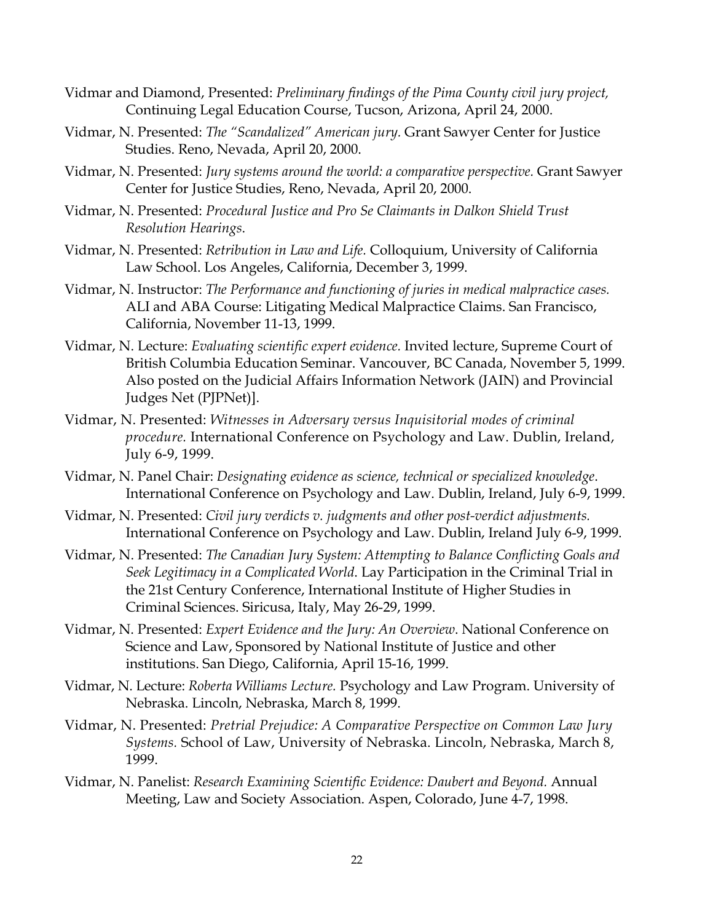Vidmar and Diamond, Presented: *Preliminary findings of the Pima County civil jury project,* Continuing Legal Education Course, Tucson, Arizona, April 24, 2000.

Vidmar, N. Presented: *The "Scandalized" American jury.* Grant Sawyer Center for Justice Studies. Reno, Nevada, April 20, 2000.

Vidmar, N. Presented: *Jury systems around the world: a comparative perspective.* Grant Sawyer Center for Justice Studies, Reno, Nevada, April 20, 2000.

Vidmar, N. Presented: *Procedural Justice and Pro Se Claimants in Dalkon Shield Trust Resolution Hearings*.

Vidmar, N. Presented: *Retribution in Law and Life.* Colloquium, University of California Law School. Los Angeles, California, December 3, 1999.

Vidmar, N. Instructor: *The Performance and functioning of juries in medical malpractice cases.* ALI and ABA Course: Litigating Medical Malpractice Claims. San Francisco, California, November 11-13, 1999.

Vidmar, N. Lecture: *Evaluating scientific expert evidence.* Invited lecture, Supreme Court of British Columbia Education Seminar. Vancouver, BC Canada, November 5, 1999. Also posted on the Judicial Affairs Information Network (JAIN) and Provincial Judges Net (PJPNet)].

Vidmar, N. Presented: *Witnesses in Adversary versus Inquisitorial modes of criminal procedure.* International Conference on Psychology and Law. Dublin, Ireland, July 6-9, 1999.

Vidmar, N. Panel Chair: *Designating evidence as science, technical or specialized knowledge*. International Conference on Psychology and Law. Dublin, Ireland, July 6-9, 1999.

Vidmar, N. Presented: *Civil jury verdicts v. judgments and other post-verdict adjustments.* International Conference on Psychology and Law. Dublin, Ireland July 6-9, 1999.

Vidmar, N. Presented: *The Canadian Jury System: Attempting to Balance Conflicting Goals and Seek Legitimacy in a Complicated World*. Lay Participation in the Criminal Trial in the 21st Century Conference, International Institute of Higher Studies in Criminal Sciences. Siricusa, Italy, May 26-29, 1999.

Vidmar, N. Presented: *Expert Evidence and the Jury: An Overview*. National Conference on Science and Law, Sponsored by National Institute of Justice and other institutions. San Diego, California, April 15-16, 1999.

Vidmar, N. Lecture: *Roberta Williams Lecture.* Psychology and Law Program. University of Nebraska. Lincoln, Nebraska, March 8, 1999.

Vidmar, N. Presented: *Pretrial Prejudice: A Comparative Perspective on Common Law Jury Systems.* School of Law, University of Nebraska. Lincoln, Nebraska, March 8, 1999.

Vidmar, N. Panelist: *Research Examining Scientific Evidence: Daubert and Beyond.* Annual Meeting, Law and Society Association. Aspen, Colorado, June 4-7, 1998.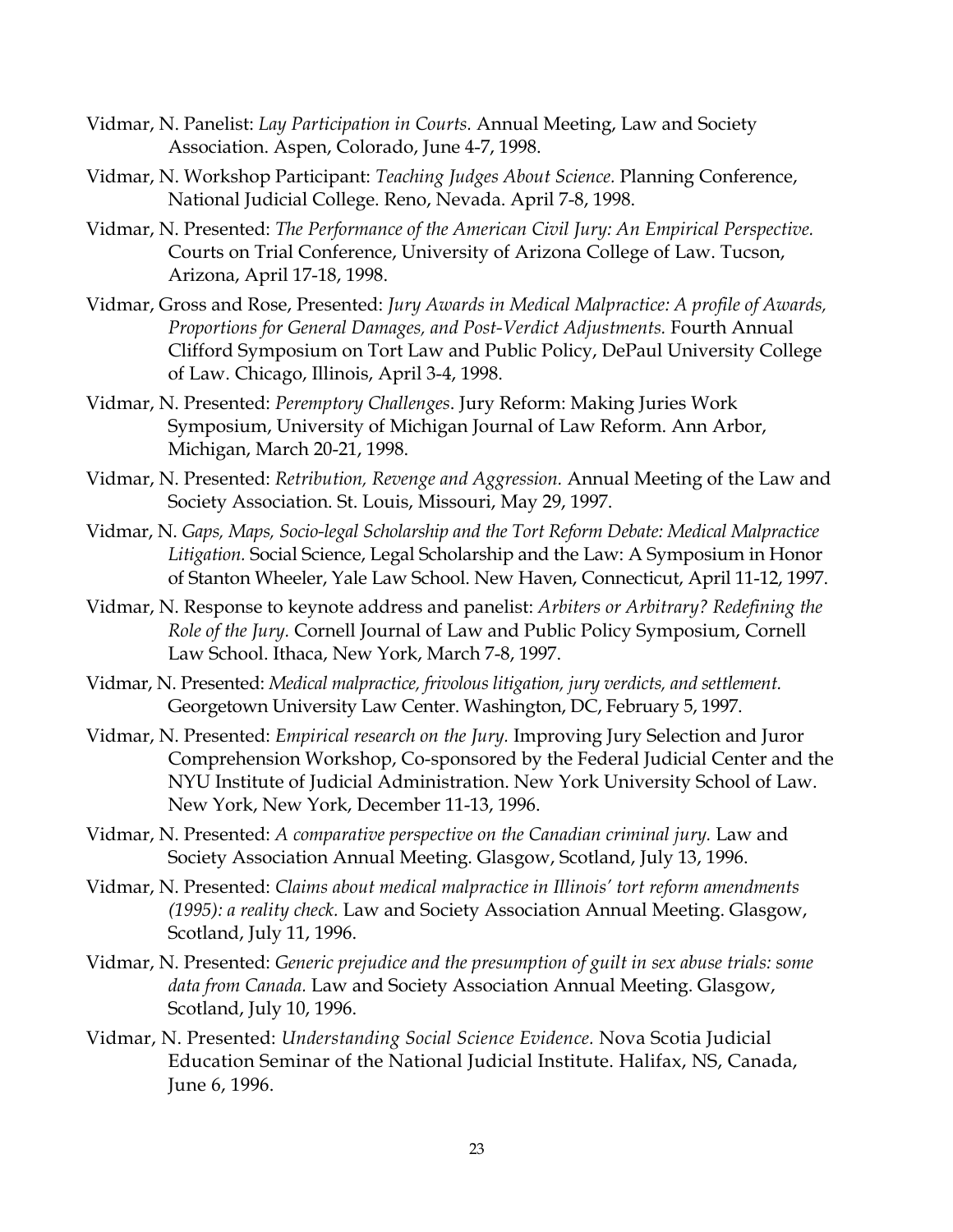Vidmar, N. Panelist: *Lay Participation in Courts.* Annual Meeting, Law and Society Association. Aspen, Colorado, June 4-7, 1998.

Vidmar, N. Workshop Participant: *Teaching Judges About Science.* Planning Conference, National Judicial College. Reno, Nevada. April 7-8, 1998.

Vidmar, N. Presented: *The Performance of the American Civil Jury: An Empirical Perspective.* Courts on Trial Conference, University of Arizona College of Law. Tucson, Arizona, April 17-18, 1998.

Vidmar, Gross and Rose, Presented: *Jury Awards in Medical Malpractice: A profile of Awards, Proportions for General Damages, and Post-Verdict Adjustments.* Fourth Annual Clifford Symposium on Tort Law and Public Policy, DePaul University College of Law. Chicago, Illinois, April 3-4, 1998.

Vidmar, N. Presented: *Peremptory Challenges*. Jury Reform: Making Juries Work Symposium, University of Michigan Journal of Law Reform. Ann Arbor, Michigan, March 20-21, 1998.

Vidmar, N. Presented: *Retribution, Revenge and Aggression.* Annual Meeting of the Law and Society Association. St. Louis, Missouri, May 29, 1997.

Vidmar, N. *Gaps, Maps, Socio-legal Scholarship and the Tort Reform Debate: Medical Malpractice Litigation.* Social Science, Legal Scholarship and the Law: A Symposium in Honor of Stanton Wheeler, Yale Law School. New Haven, Connecticut, April 11-12, 1997.

Vidmar, N. Response to keynote address and panelist: *Arbiters or Arbitrary? Redefining the Role of the Jury.* Cornell Journal of Law and Public Policy Symposium, Cornell Law School. Ithaca, New York, March 7-8, 1997.

Vidmar, N. Presented: *Medical malpractice, frivolous litigation, jury verdicts, and settlement.* Georgetown University Law Center. Washington, DC, February 5, 1997.

Vidmar, N. Presented: *Empirical research on the Jury.* Improving Jury Selection and Juror Comprehension Workshop, Co-sponsored by the Federal Judicial Center and the NYU Institute of Judicial Administration. New York University School of Law. New York, New York, December 11-13, 1996.

Vidmar, N. Presented: *A comparative perspective on the Canadian criminal jury.* Law and Society Association Annual Meeting. Glasgow, Scotland, July 13, 1996.

Vidmar, N. Presented: *Claims about medical malpractice in Illinois' tort reform amendments (1995): a reality check.* Law and Society Association Annual Meeting. Glasgow, Scotland, July 11, 1996.

Vidmar, N. Presented: *Generic prejudice and the presumption of guilt in sex abuse trials: some data from Canada.* Law and Society Association Annual Meeting. Glasgow, Scotland, July 10, 1996.

Vidmar, N. Presented: *Understanding Social Science Evidence.* Nova Scotia Judicial Education Seminar of the National Judicial Institute. Halifax, NS, Canada, June 6, 1996.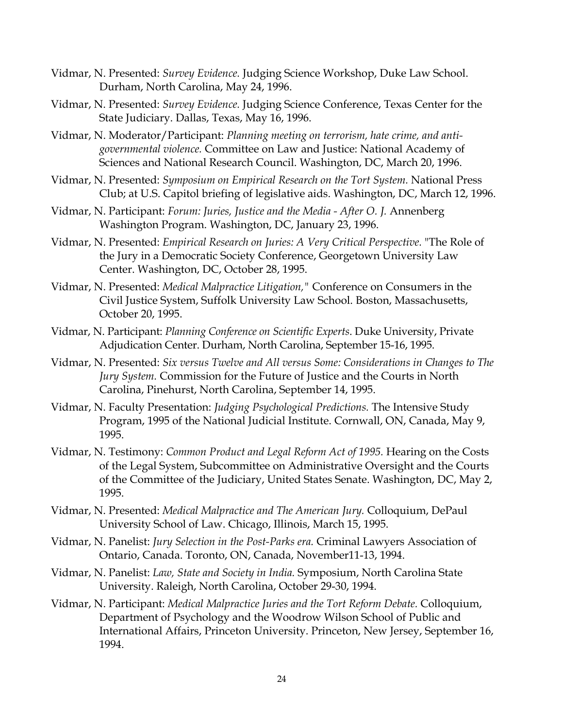Vidmar, N. Presented: *Survey Evidence.* Judging Science Workshop, Duke Law School. Durham, North Carolina, May 24, 1996.

Vidmar, N. Presented: *Survey Evidence.* Judging Science Conference, Texas Center for the State Judiciary. Dallas, Texas, May 16, 1996.

Vidmar, N. Moderator/Participant: *Planning meeting on terrorism, hate crime, and anti-governmental violence.* Committee on Law and Justice: National Academy of Sciences and National Research Council. Washington, DC, March 20, 1996.

Vidmar, N. Presented: *Symposium on Empirical Research on the Tort System.* National Press Club; at U.S. Capitol briefing of legislative aids. Washington, DC, March 12, 1996.

Vidmar, N. Participant: *Forum: Juries, Justice and the Media - After O. J.* Annenberg Washington Program. Washington, DC, January 23, 1996.

Vidmar, N. Presented: *Empirical Research on Juries: A Very Critical Perspective.* "The Role of the Jury in a Democratic Society Conference, Georgetown University Law Center. Washington, DC, October 28, 1995.

Vidmar, N. Presented: *Medical Malpractice Litigation,"* Conference on Consumers in the Civil Justice System, Suffolk University Law School. Boston, Massachusetts, October 20, 1995.

Vidmar, N. Participant: *Planning Conference on Scientific Experts*. Duke University, Private Adjudication Center. Durham, North Carolina, September 15-16, 1995.

Vidmar, N. Presented: *Six versus Twelve and All versus Some: Considerations in Changes to The Jury System.* Commission for the Future of Justice and the Courts in North Carolina, Pinehurst, North Carolina, September 14, 1995.

Vidmar, N. Faculty Presentation: *Judging Psychological Predictions.* The Intensive Study Program, 1995 of the National Judicial Institute. Cornwall, ON, Canada, May 9, 1995.

Vidmar, N. Testimony: *Common Product and Legal Reform Act of 1995.* Hearing on the Costs of the Legal System, Subcommittee on Administrative Oversight and the Courts of the Committee of the Judiciary, United States Senate. Washington, DC, May 2, 1995.

Vidmar, N. Presented: *Medical Malpractice and The American Jury.* Colloquium, DePaul University School of Law. Chicago, Illinois, March 15, 1995.

Vidmar, N. Panelist: *Jury Selection in the Post-Parks era.* Criminal Lawyers Association of Ontario, Canada. Toronto, ON, Canada, November11-13, 1994.

Vidmar, N. Panelist: *Law, State and Society in India.* Symposium, North Carolina State University. Raleigh, North Carolina, October 29-30, 1994.

Vidmar, N. Participant: *Medical Malpractice Juries and the Tort Reform Debate.* Colloquium, Department of Psychology and the Woodrow Wilson School of Public and International Affairs, Princeton University. Princeton, New Jersey, September 16, 1994.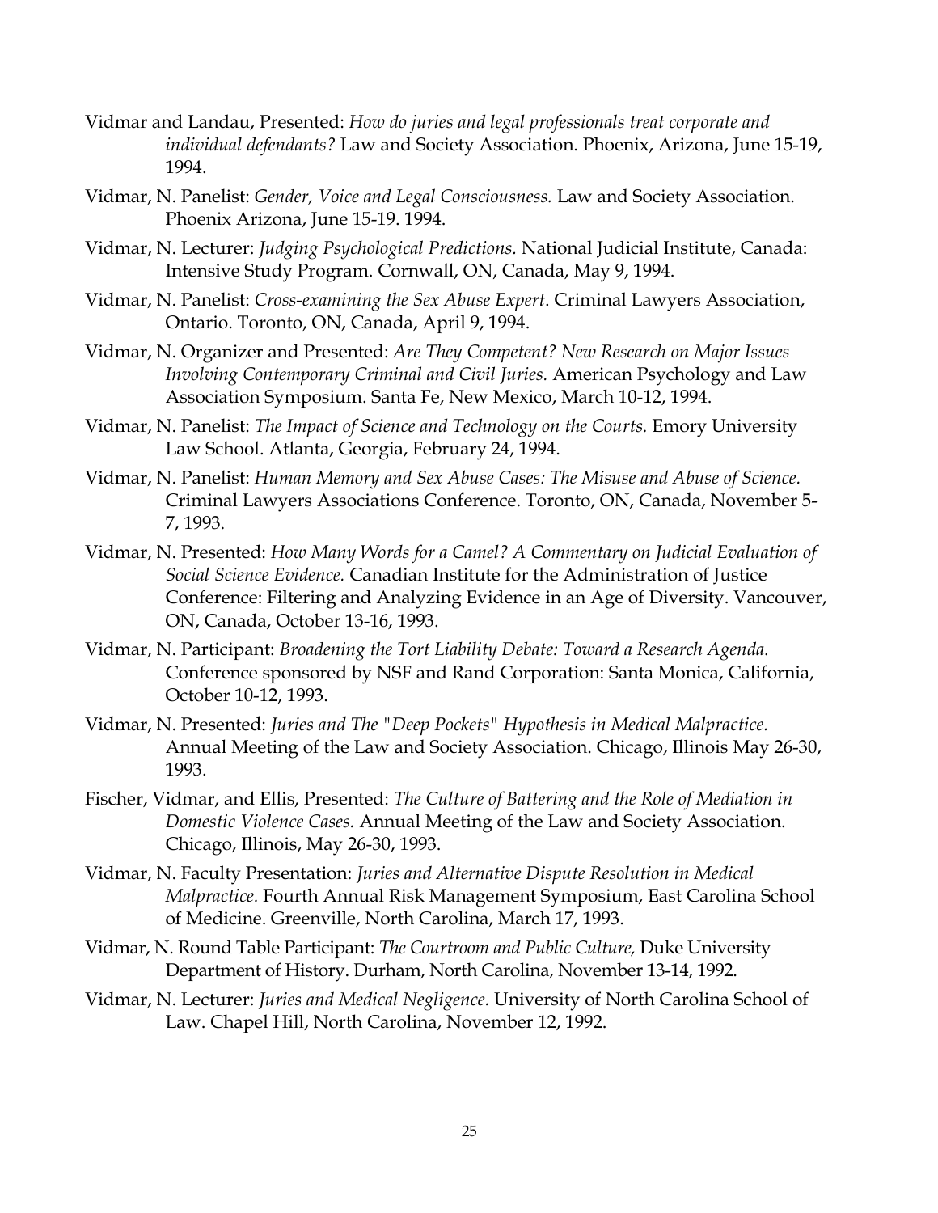Vidmar and Landau, Presented: *How do juries and legal professionals treat corporate and individual defendants?* Law and Society Association. Phoenix, Arizona, June 15-19, 1994.

Vidmar, N. Panelist: *Gender, Voice and Legal Consciousness.* Law and Society Association. Phoenix Arizona, June 15-19. 1994.

Vidmar, N. Lecturer: *Judging Psychological Predictions.* National Judicial Institute, Canada: Intensive Study Program. Cornwall, ON, Canada, May 9, 1994.

Vidmar, N. Panelist: *Cross-examining the Sex Abuse Expert*. Criminal Lawyers Association, Ontario. Toronto, ON, Canada, April 9, 1994.

Vidmar, N. Organizer and Presented: *Are They Competent? New Research on Major Issues Involving Contemporary Criminal and Civil Juries.* American Psychology and Law Association Symposium. Santa Fe, New Mexico, March 10-12, 1994.

Vidmar, N. Panelist: *The Impact of Science and Technology on the Courts.* Emory University Law School. Atlanta, Georgia, February 24, 1994.

Vidmar, N. Panelist: *Human Memory and Sex Abuse Cases: The Misuse and Abuse of Science.* Criminal Lawyers Associations Conference. Toronto, ON, Canada, November 5-7, 1993.

Vidmar, N. Presented: *How Many Words for a Camel? A Commentary on Judicial Evaluation of Social Science Evidence.* Canadian Institute for the Administration of Justice Conference: Filtering and Analyzing Evidence in an Age of Diversity. Vancouver, ON, Canada, October 13-16, 1993.

Vidmar, N. Participant: *Broadening the Tort Liability Debate: Toward a Research Agenda.* Conference sponsored by NSF and Rand Corporation: Santa Monica, California, October 10-12, 1993.

Vidmar, N. Presented: *Juries and The "Deep Pockets" Hypothesis in Medical Malpractice.* Annual Meeting of the Law and Society Association. Chicago, Illinois May 26-30, 1993.

Fischer, Vidmar, and Ellis, Presented: *The Culture of Battering and the Role of Mediation in Domestic Violence Cases.* Annual Meeting of the Law and Society Association. Chicago, Illinois, May 26-30, 1993.

Vidmar, N. Faculty Presentation: *Juries and Alternative Dispute Resolution in Medical Malpractice.* Fourth Annual Risk Management Symposium, East Carolina School of Medicine. Greenville, North Carolina, March 17, 1993.

Vidmar, N. Round Table Participant: *The Courtroom and Public Culture,* Duke University Department of History. Durham, North Carolina, November 13-14, 1992.

Vidmar, N. Lecturer: *Juries and Medical Negligence.* University of North Carolina School of Law. Chapel Hill, North Carolina, November 12, 1992.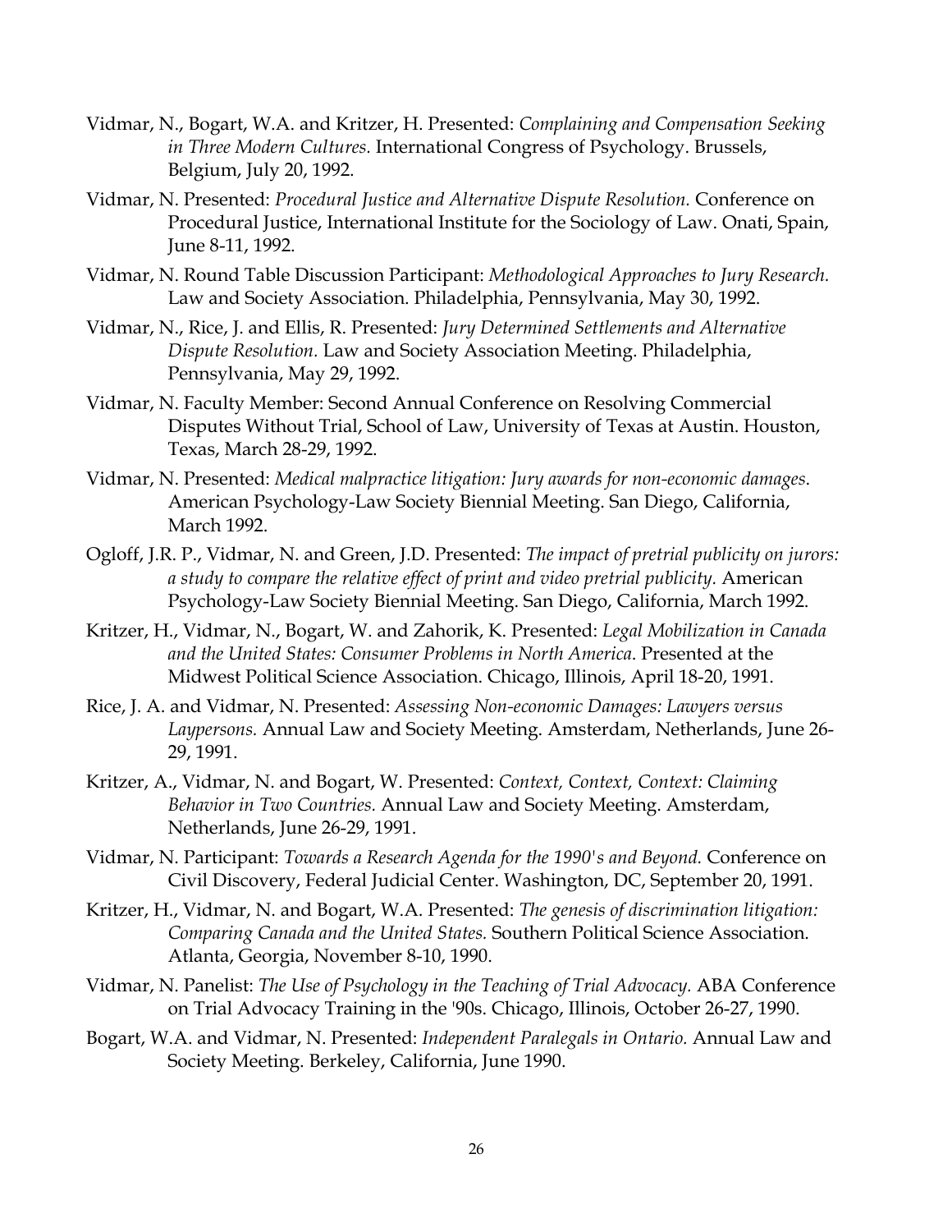Vidmar, N., Bogart, W.A. and Kritzer, H. Presented: *Complaining and Compensation Seeking in Three Modern Cultures.* International Congress of Psychology. Brussels, Belgium, July 20, 1992.

Vidmar, N. Presented: *Procedural Justice and Alternative Dispute Resolution.* Conference on Procedural Justice, International Institute for the Sociology of Law. Onati, Spain, June 8-11, 1992.

Vidmar, N. Round Table Discussion Participant: *Methodological Approaches to Jury Research.* Law and Society Association. Philadelphia, Pennsylvania, May 30, 1992.

Vidmar, N., Rice, J. and Ellis, R. Presented: *Jury Determined Settlements and Alternative Dispute Resolution.* Law and Society Association Meeting. Philadelphia, Pennsylvania, May 29, 1992.

Vidmar, N. Faculty Member: Second Annual Conference on Resolving Commercial Disputes Without Trial, School of Law, University of Texas at Austin. Houston, Texas, March 28-29, 1992.

Vidmar, N. Presented: *Medical malpractice litigation: Jury awards for non-economic damages*. American Psychology-Law Society Biennial Meeting. San Diego, California, March 1992.

Ogloff, J.R. P., Vidmar, N. and Green, J.D. Presented: *The impact of pretrial publicity on jurors: a study to compare the relative effect of print and video pretrial publicity.* American Psychology-Law Society Biennial Meeting. San Diego, California, March 1992.

Kritzer, H., Vidmar, N., Bogart, W. and Zahorik, K. Presented: *Legal Mobilization in Canada and the United States: Consumer Problems in North America*. Presented at the Midwest Political Science Association. Chicago, Illinois, April 18-20, 1991.

Rice, J. A. and Vidmar, N. Presented: *Assessing Non-economic Damages: Lawyers versus Laypersons.* Annual Law and Society Meeting. Amsterdam, Netherlands, June 26-29, 1991.

Kritzer, A., Vidmar, N. and Bogart, W. Presented: *Context, Context, Context: Claiming Behavior in Two Countries.* Annual Law and Society Meeting. Amsterdam, Netherlands, June 26-29, 1991.

Vidmar, N. Participant: *Towards a Research Agenda for the 1990's and Beyond.* Conference on Civil Discovery, Federal Judicial Center. Washington, DC, September 20, 1991.

Kritzer, H., Vidmar, N. and Bogart, W.A. Presented: *The genesis of discrimination litigation: Comparing Canada and the United States.* Southern Political Science Association. Atlanta, Georgia, November 8-10, 1990.

Vidmar, N. Panelist: *The Use of Psychology in the Teaching of Trial Advocacy.* ABA Conference on Trial Advocacy Training in the '90s. Chicago, Illinois, October 26-27, 1990.

Bogart, W.A. and Vidmar, N. Presented: *Independent Paralegals in Ontario.* Annual Law and Society Meeting. Berkeley, California, June 1990.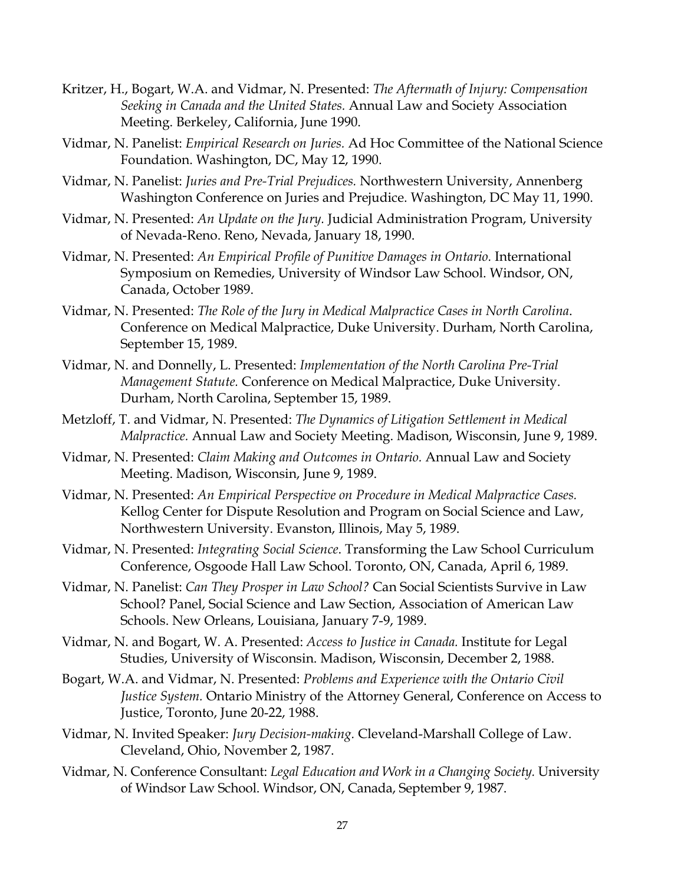Kritzer, H., Bogart, W.A. and Vidmar, N. Presented: *The Aftermath of Injury: Compensation Seeking in Canada and the United States.* Annual Law and Society Association Meeting. Berkeley, California, June 1990.

Vidmar, N. Panelist: *Empirical Research on Juries.* Ad Hoc Committee of the National Science Foundation. Washington, DC, May 12, 1990.

Vidmar, N. Panelist: *Juries and Pre-Trial Prejudices.* Northwestern University, Annenberg Washington Conference on Juries and Prejudice. Washington, DC May 11, 1990.

Vidmar, N. Presented: *An Update on the Jury.* Judicial Administration Program, University of Nevada-Reno. Reno, Nevada, January 18, 1990.

Vidmar, N. Presented: *An Empirical Profile of Punitive Damages in Ontario.* International Symposium on Remedies, University of Windsor Law School. Windsor, ON, Canada, October 1989.

Vidmar, N. Presented: *The Role of the Jury in Medical Malpractice Cases in North Carolina*. Conference on Medical Malpractice, Duke University. Durham, North Carolina, September 15, 1989.

Vidmar, N. and Donnelly, L. Presented: *Implementation of the North Carolina Pre-Trial Management Statute.* Conference on Medical Malpractice, Duke University. Durham, North Carolina, September 15, 1989.

Metzloff, T. and Vidmar, N. Presented: *The Dynamics of Litigation Settlement in Medical Malpractice.* Annual Law and Society Meeting. Madison, Wisconsin, June 9, 1989.

Vidmar, N. Presented: *Claim Making and Outcomes in Ontario.* Annual Law and Society Meeting. Madison, Wisconsin, June 9, 1989.

Vidmar, N. Presented: *An Empirical Perspective on Procedure in Medical Malpractice Cases.* Kellog Center for Dispute Resolution and Program on Social Science and Law, Northwestern University. Evanston, Illinois, May 5, 1989.

Vidmar, N. Presented: *Integrating Social Science*. Transforming the Law School Curriculum Conference, Osgoode Hall Law School. Toronto, ON, Canada, April 6, 1989.

Vidmar, N. Panelist: *Can They Prosper in Law School?* Can Social Scientists Survive in Law School? Panel, Social Science and Law Section, Association of American Law Schools. New Orleans, Louisiana, January 7-9, 1989.

Vidmar, N. and Bogart, W. A. Presented: *Access to Justice in Canada.* Institute for Legal Studies, University of Wisconsin. Madison, Wisconsin, December 2, 1988.

Bogart, W.A. and Vidmar, N. Presented: *Problems and Experience with the Ontario Civil Justice System.* Ontario Ministry of the Attorney General, Conference on Access to Justice, Toronto, June 20-22, 1988.

Vidmar, N. Invited Speaker: *Jury Decision-making.* Cleveland-Marshall College of Law. Cleveland, Ohio, November 2, 1987.

Vidmar, N. Conference Consultant: *Legal Education and Work in a Changing Society.* University of Windsor Law School. Windsor, ON, Canada, September 9, 1987.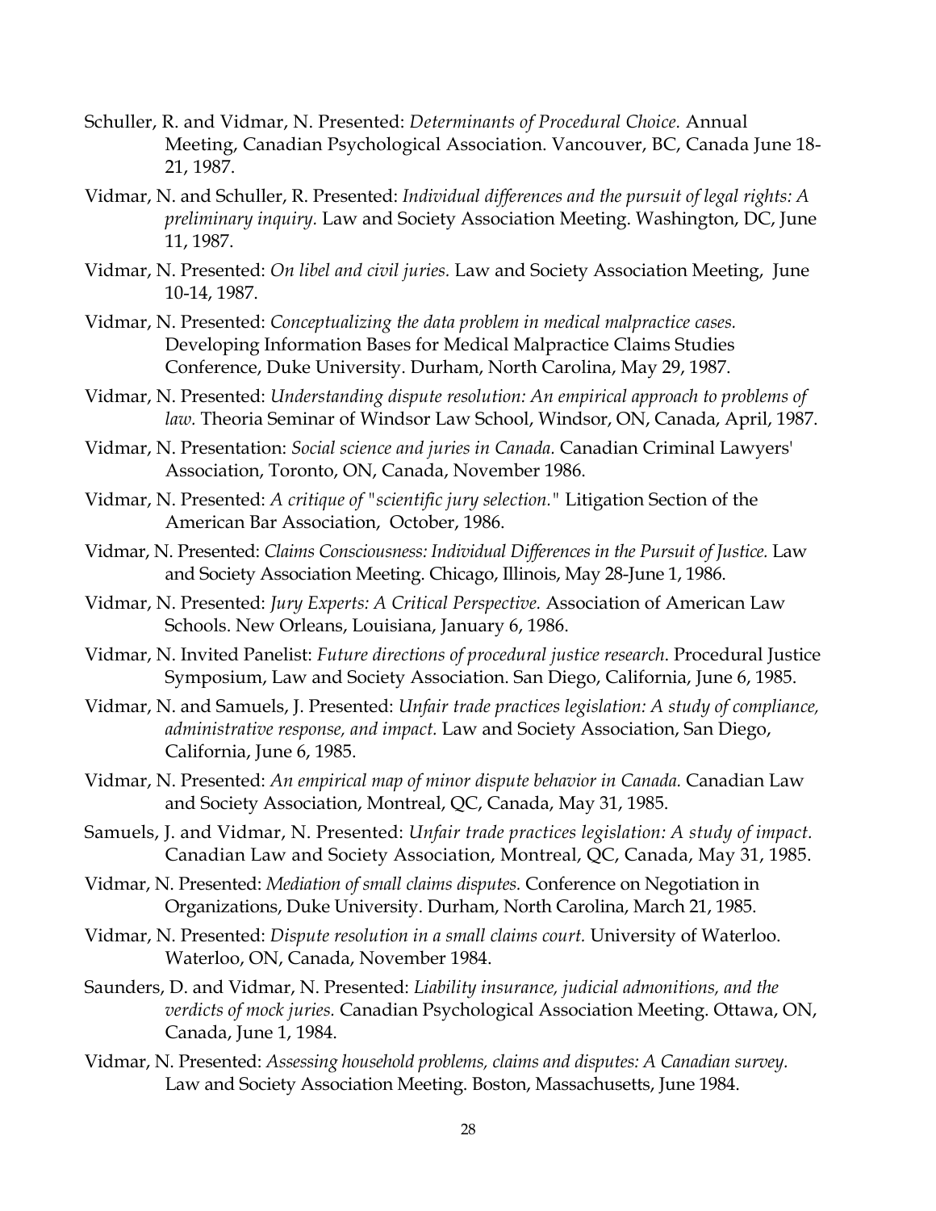Schuller, R. and Vidmar, N. Presented: *Determinants of Procedural Choice.* Annual Meeting, Canadian Psychological Association. Vancouver, BC, Canada June 18-21, 1987.

Vidmar, N. and Schuller, R. Presented: *Individual differences and the pursuit of legal rights: A preliminary inquiry.* Law and Society Association Meeting. Washington, DC, June 11, 1987.

Vidmar, N. Presented: *On libel and civil juries.* Law and Society Association Meeting, June 10-14, 1987.

Vidmar, N. Presented: *Conceptualizing the data problem in medical malpractice cases.* Developing Information Bases for Medical Malpractice Claims Studies Conference, Duke University. Durham, North Carolina, May 29, 1987.

Vidmar, N. Presented: *Understanding dispute resolution: An empirical approach to problems of law.* Theoria Seminar of Windsor Law School, Windsor, ON, Canada, April, 1987.

Vidmar, N. Presentation: *Social science and juries in Canada.* Canadian Criminal Lawyers' Association, Toronto, ON, Canada, November 1986.

Vidmar, N. Presented: *A critique of "scientific jury selection."* Litigation Section of the American Bar Association, October, 1986.

Vidmar, N. Presented: *Claims Consciousness: Individual Differences in the Pursuit of Justice.* Law and Society Association Meeting. Chicago, Illinois, May 28-June 1, 1986.

Vidmar, N. Presented: *Jury Experts: A Critical Perspective.* Association of American Law Schools. New Orleans, Louisiana, January 6, 1986.

Vidmar, N. Invited Panelist: *Future directions of procedural justice research.* Procedural Justice Symposium, Law and Society Association. San Diego, California, June 6, 1985.

Vidmar, N. and Samuels, J. Presented: *Unfair trade practices legislation: A study of compliance, administrative response, and impact.* Law and Society Association, San Diego, California, June 6, 1985.

Vidmar, N. Presented: *An empirical map of minor dispute behavior in Canada.* Canadian Law and Society Association, Montreal, QC, Canada, May 31, 1985.

Samuels, J. and Vidmar, N. Presented: *Unfair trade practices legislation: A study of impact.* Canadian Law and Society Association, Montreal, QC, Canada, May 31, 1985.

Vidmar, N. Presented: *Mediation of small claims disputes.* Conference on Negotiation in Organizations, Duke University. Durham, North Carolina, March 21, 1985.

Vidmar, N. Presented: *Dispute resolution in a small claims court.* University of Waterloo. Waterloo, ON, Canada, November 1984.

Saunders, D. and Vidmar, N. Presented: *Liability insurance, judicial admonitions, and the verdicts of mock juries.* Canadian Psychological Association Meeting. Ottawa, ON, Canada, June 1, 1984.

Vidmar, N. Presented: *Assessing household problems, claims and disputes: A Canadian survey.* Law and Society Association Meeting. Boston, Massachusetts, June 1984.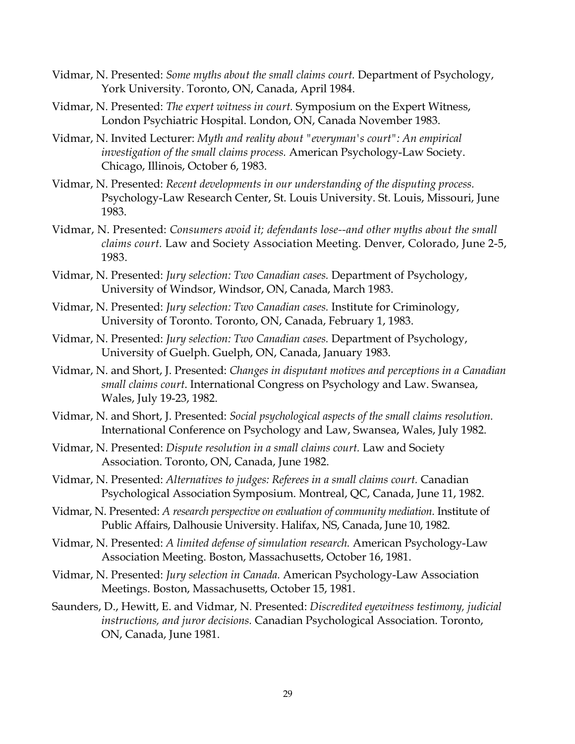Vidmar, N. Presented: *Some myths about the small claims court.* Department of Psychology, York University. Toronto, ON, Canada, April 1984.

Vidmar, N. Presented: *The expert witness in court.* Symposium on the Expert Witness, London Psychiatric Hospital. London, ON, Canada November 1983.

Vidmar, N. Invited Lecturer: *Myth and reality about "everyman's court": An empirical investigation of the small claims process.* American Psychology-Law Society. Chicago, Illinois, October 6, 1983.

Vidmar, N. Presented: *Recent developments in our understanding of the disputing process.* Psychology-Law Research Center, St. Louis University. St. Louis, Missouri, June 1983.

Vidmar, N. Presented: *Consumers avoid it; defendants lose--and other myths about the small claims court.* Law and Society Association Meeting. Denver, Colorado, June 2-5, 1983.

Vidmar, N. Presented: *Jury selection: Two Canadian cases.* Department of Psychology, University of Windsor, Windsor, ON, Canada, March 1983.

Vidmar, N. Presented: *Jury selection: Two Canadian cases.* Institute for Criminology, University of Toronto. Toronto, ON, Canada, February 1, 1983.

Vidmar, N. Presented: *Jury selection: Two Canadian cases.* Department of Psychology, University of Guelph. Guelph, ON, Canada, January 1983.

Vidmar, N. and Short, J. Presented: *Changes in disputant motives and perceptions in a Canadian small claims court.* International Congress on Psychology and Law. Swansea, Wales, July 19-23, 1982.

Vidmar, N. and Short, J. Presented: *Social psychological aspects of the small claims resolution.* International Conference on Psychology and Law, Swansea, Wales, July 1982.

Vidmar, N. Presented: *Dispute resolution in a small claims court.* Law and Society Association. Toronto, ON, Canada, June 1982.

Vidmar, N. Presented: *Alternatives to judges: Referees in a small claims court.* Canadian Psychological Association Symposium. Montreal, QC, Canada, June 11, 1982.

Vidmar, N. Presented: *A research perspective on evaluation of community mediation.* Institute of Public Affairs, Dalhousie University. Halifax, NS, Canada, June 10, 1982.

Vidmar, N. Presented: *A limited defense of simulation research.* American Psychology-Law Association Meeting. Boston, Massachusetts, October 16, 1981.

Vidmar, N. Presented: *Jury selection in Canada.* American Psychology-Law Association Meetings. Boston, Massachusetts, October 15, 1981.

Saunders, D., Hewitt, E. and Vidmar, N. Presented: *Discredited eyewitness testimony, judicial instructions, and juror decisions.* Canadian Psychological Association. Toronto, ON, Canada, June 1981.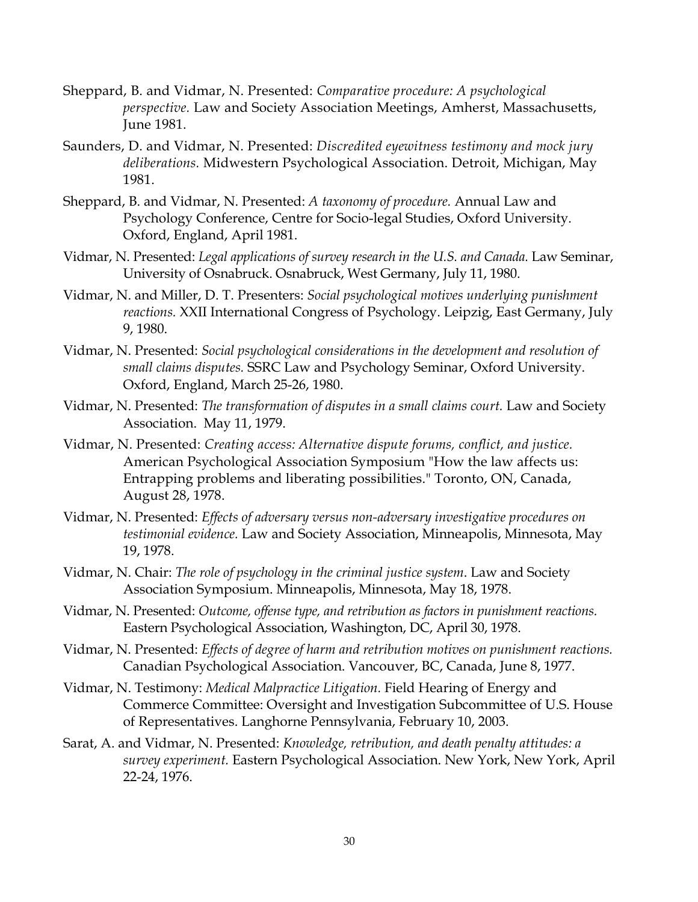Sheppard, B. and Vidmar, N. Presented: *Comparative procedure: A psychological perspective.* Law and Society Association Meetings, Amherst, Massachusetts, June 1981.

Saunders, D. and Vidmar, N. Presented: *Discredited eyewitness testimony and mock jury deliberations.* Midwestern Psychological Association. Detroit, Michigan, May 1981.

Sheppard, B. and Vidmar, N. Presented: *A taxonomy of procedure.* Annual Law and Psychology Conference, Centre for Socio-legal Studies, Oxford University. Oxford, England, April 1981.

Vidmar, N. Presented: *Legal applications of survey research in the U.S. and Canada.* Law Seminar, University of Osnabruck. Osnabruck, West Germany, July 11, 1980.

Vidmar, N. and Miller, D. T. Presenters: *Social psychological motives underlying punishment reactions.* XXII International Congress of Psychology. Leipzig, East Germany, July 9, 1980.

Vidmar, N. Presented: *Social psychological considerations in the development and resolution of small claims disputes.* SSRC Law and Psychology Seminar, Oxford University. Oxford, England, March 25-26, 1980.

Vidmar, N. Presented: *The transformation of disputes in a small claims court.* Law and Society Association. May 11, 1979.

Vidmar, N. Presented: *Creating access: Alternative dispute forums, conflict, and justice.* American Psychological Association Symposium "How the law affects us: Entrapping problems and liberating possibilities." Toronto, ON, Canada, August 28, 1978.

Vidmar, N. Presented: *Effects of adversary versus non-adversary investigative procedures on testimonial evidence.* Law and Society Association, Minneapolis, Minnesota, May 19, 1978.

Vidmar, N. Chair: *The role of psychology in the criminal justice system*. Law and Society Association Symposium. Minneapolis, Minnesota, May 18, 1978.

Vidmar, N. Presented: *Outcome, offense type, and retribution as factors in punishment reactions.* Eastern Psychological Association, Washington, DC, April 30, 1978.

Vidmar, N. Presented: *Effects of degree of harm and retribution motives on punishment reactions.* Canadian Psychological Association. Vancouver, BC, Canada, June 8, 1977.

Vidmar, N. Testimony: *Medical Malpractice Litigation.* Field Hearing of Energy and Commerce Committee: Oversight and Investigation Subcommittee of U.S. House of Representatives. Langhorne Pennsylvania, February 10, 2003.

Sarat, A. and Vidmar, N. Presented: *Knowledge, retribution, and death penalty attitudes: a survey experiment.* Eastern Psychological Association. New York, New York, April 22-24, 1976.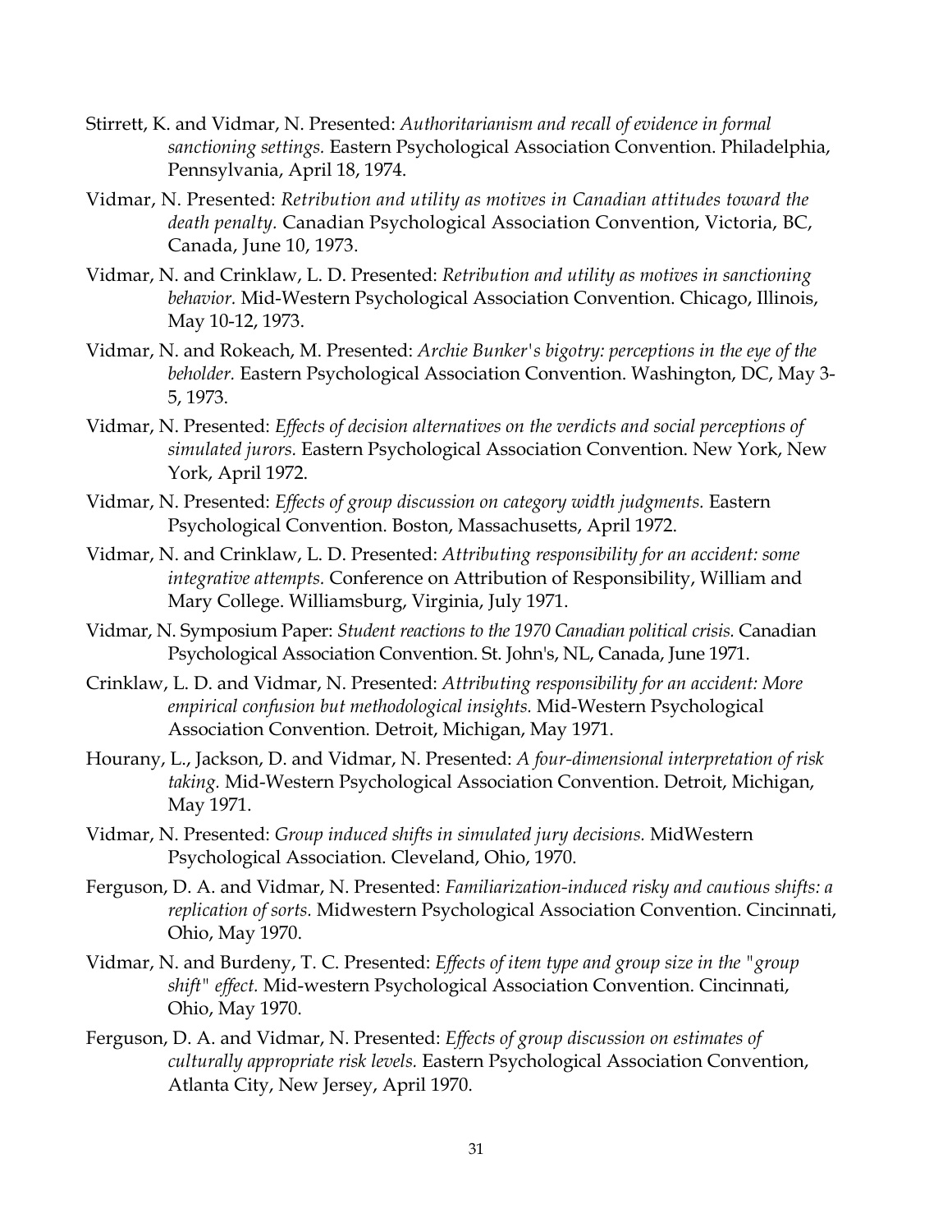Stirrett, K. and Vidmar, N. Presented: *Authoritarianism and recall of evidence in formal sanctioning settings.* Eastern Psychological Association Convention. Philadelphia, Pennsylvania, April 18, 1974.

Vidmar, N. Presented: *Retribution and utility as motives in Canadian attitudes toward the death penalty.* Canadian Psychological Association Convention, Victoria, BC, Canada, June 10, 1973.

Vidmar, N. and Crinklaw, L. D. Presented: *Retribution and utility as motives in sanctioning behavior.* Mid-Western Psychological Association Convention. Chicago, Illinois, May 10-12, 1973.

Vidmar, N. and Rokeach, M. Presented: *Archie Bunker's bigotry: perceptions in the eye of the beholder.* Eastern Psychological Association Convention. Washington, DC, May 3-5, 1973.

Vidmar, N. Presented: *Effects of decision alternatives on the verdicts and social perceptions of simulated jurors.* Eastern Psychological Association Convention. New York, New York, April 1972.

Vidmar, N. Presented: *Effects of group discussion on category width judgments.* Eastern Psychological Convention. Boston, Massachusetts, April 1972.

Vidmar, N. and Crinklaw, L. D. Presented: *Attributing responsibility for an accident: some integrative attempts.* Conference on Attribution of Responsibility, William and Mary College. Williamsburg, Virginia, July 1971.

Vidmar, N. Symposium Paper: *Student reactions to the 1970 Canadian political crisis.* Canadian Psychological Association Convention. St. John's, NL, Canada, June 1971.

Crinklaw, L. D. and Vidmar, N. Presented: *Attributing responsibility for an accident: More empirical confusion but methodological insights.* Mid-Western Psychological Association Convention. Detroit, Michigan, May 1971.

Hourany, L., Jackson, D. and Vidmar, N. Presented: *A four-dimensional interpretation of risk taking.* Mid-Western Psychological Association Convention. Detroit, Michigan, May 1971.

Vidmar, N. Presented: *Group induced shifts in simulated jury decisions.* MidWestern Psychological Association. Cleveland, Ohio, 1970.

Ferguson, D. A. and Vidmar, N. Presented: *Familiarization-induced risky and cautious shifts: a replication of sorts.* Midwestern Psychological Association Convention. Cincinnati, Ohio, May 1970.

Vidmar, N. and Burdeny, T. C. Presented: *Effects of item type and group size in the "group shift" effect.* Mid-western Psychological Association Convention. Cincinnati, Ohio, May 1970.

Ferguson, D. A. and Vidmar, N. Presented: *Effects of group discussion on estimates of culturally appropriate risk levels.* Eastern Psychological Association Convention, Atlanta City, New Jersey, April 1970.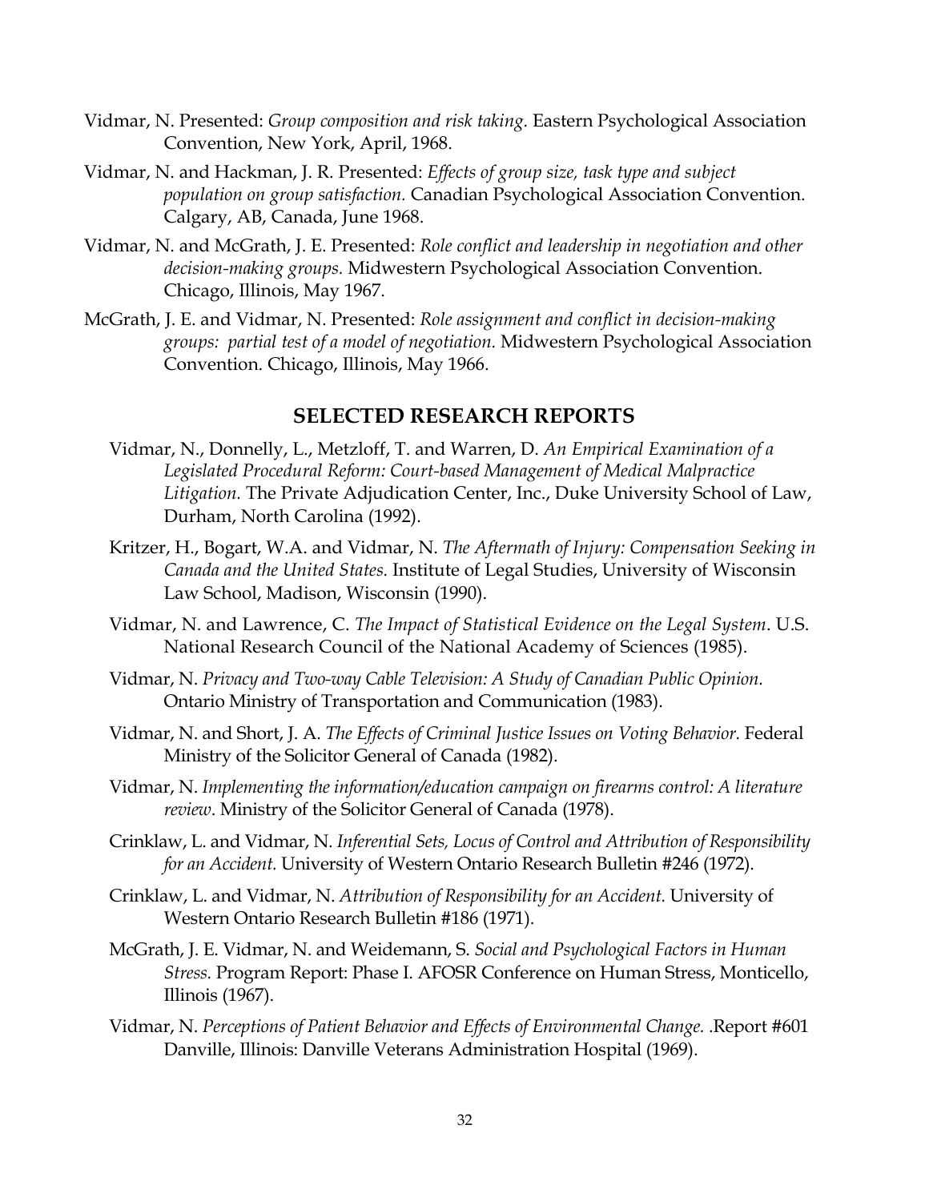Vidmar, N. Presented: *Group composition and risk taking.* Eastern Psychological Association Convention, New York, April, 1968.

Vidmar, N. and Hackman, J. R. Presented: *Effects of group size, task type and subject population on group satisfaction.* Canadian Psychological Association Convention. Calgary, AB, Canada, June 1968.

Vidmar, N. and McGrath, J. E. Presented: *Role conflict and leadership in negotiation and other decision-making groups.* Midwestern Psychological Association Convention. Chicago, Illinois, May 1967.

McGrath, J. E. and Vidmar, N. Presented: *Role assignment and conflict in decision-making groups: partial test of a model of negotiation.* Midwestern Psychological Association Convention. Chicago, Illinois, May 1966.

## SELECTED RESEARCH REPORTS

Vidmar, N., Donnelly, L., Metzloff, T. and Warren, D. *An Empirical Examination of a Legislated Procedural Reform: Court-based Management of Medical Malpractice Litigation.* The Private Adjudication Center, Inc., Duke University School of Law, Durham, North Carolina (1992).

Kritzer, H., Bogart, W.A. and Vidmar, N. *The Aftermath of Injury: Compensation Seeking in Canada and the United States.* Institute of Legal Studies, University of Wisconsin Law School, Madison, Wisconsin (1990).

Vidmar, N. and Lawrence, C. *The Impact of Statistical Evidence on the Legal System*. U.S. National Research Council of the National Academy of Sciences (1985).

Vidmar, N. *Privacy and Two-way Cable Television: A Study of Canadian Public Opinion.* Ontario Ministry of Transportation and Communication (1983).

Vidmar, N. and Short, J. A. *The Effects of Criminal Justice Issues on Voting Behavior.* Federal Ministry of the Solicitor General of Canada (1982).

Vidmar, N. *Implementing the information/education campaign on firearms control: A literature review*. Ministry of the Solicitor General of Canada (1978).

Crinklaw, L. and Vidmar, N. *Inferential Sets, Locus of Control and Attribution of Responsibility for an Accident.* University of Western Ontario Research Bulletin #246 (1972).

Crinklaw, L. and Vidmar, N. *Attribution of Responsibility for an Accident.* University of Western Ontario Research Bulletin #186 (1971).

McGrath, J. E. Vidmar, N. and Weidemann, S. *Social and Psychological Factors in Human Stress.* Program Report: Phase I. AFOSR Conference on Human Stress, Monticello, Illinois (1967).

Vidmar, N. *Perceptions of Patient Behavior and Effects of Environmental Change.* .Report #601 Danville, Illinois: Danville Veterans Administration Hospital (1969).